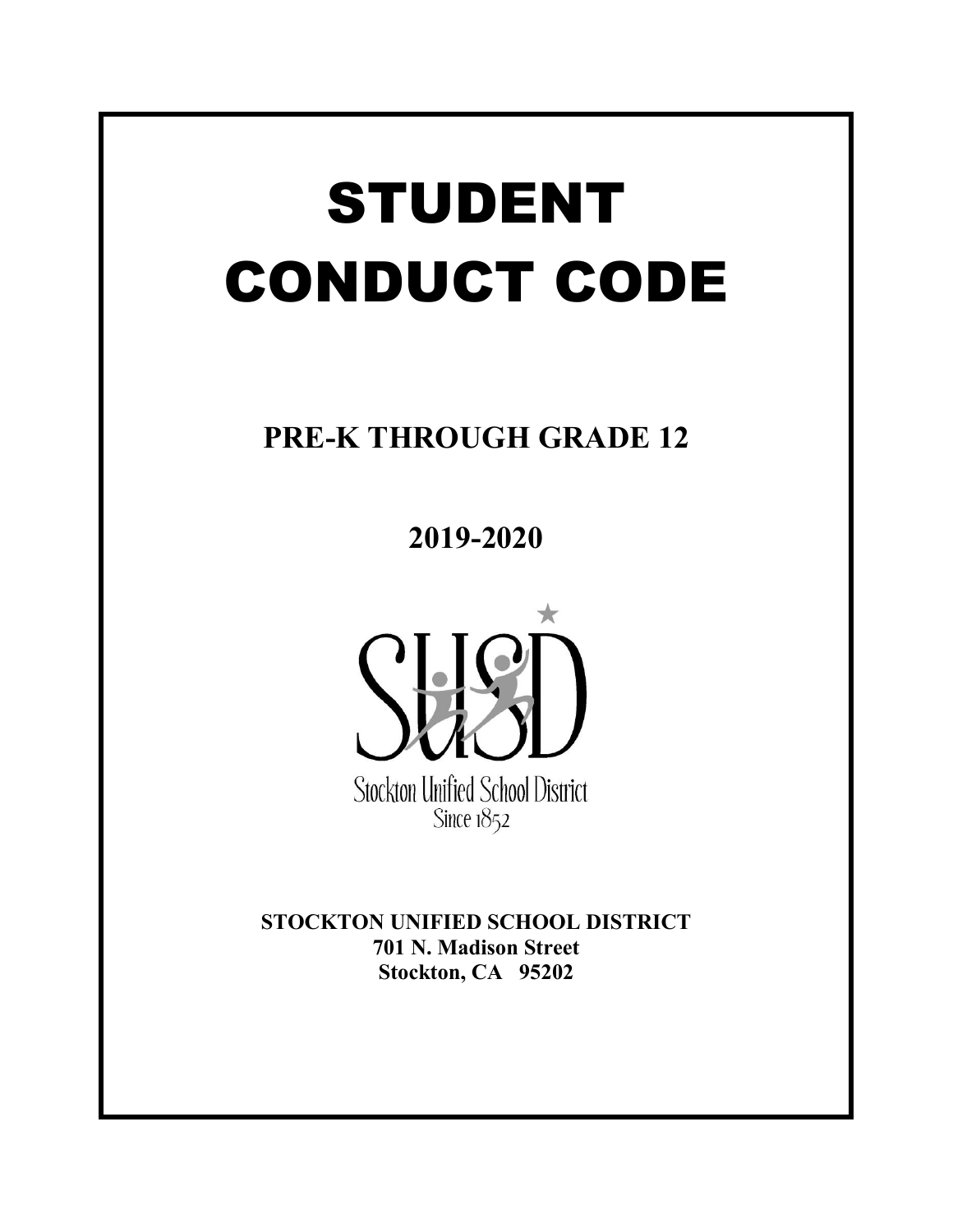# STUDENT CONDUCT CODE

## PRE-K THROUGH GRADE 12

## 2019-2020

SUSD

Stockton Unified School District
Since 1852

**STOCKTON UNIFIED SCHOOL DISTRICT**
**701 N. Madison Street**
**Stockton, CA 95202**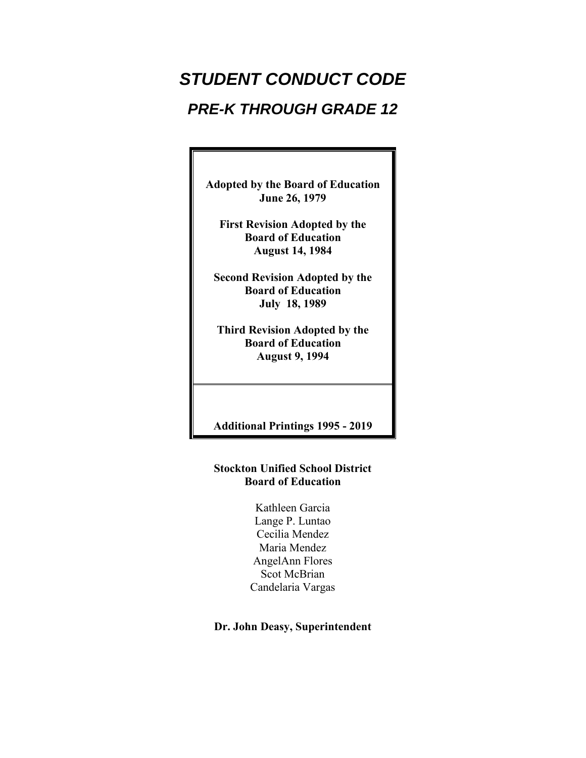# *STUDENT CONDUCT CODE*

## *PRE-K THROUGH GRADE 12*

**Adopted by the Board of Education**
**June 26, 1979**

**First Revision Adopted by the**
**Board of Education**
**August 14, 1984**

**Second Revision Adopted by the**
**Board of Education**
**July 18, 1989**

**Third Revision Adopted by the**
**Board of Education**
**August 9, 1994**

**Additional Printings 1995 - 2019**

**Stockton Unified School District**
**Board of Education**

Kathleen Garcia
Lange P. Luntao
Cecilia Mendez
Maria Mendez
AngelAnn Flores
Scot McBrian
Candelaria Vargas

**Dr. John Deasy, Superintendent**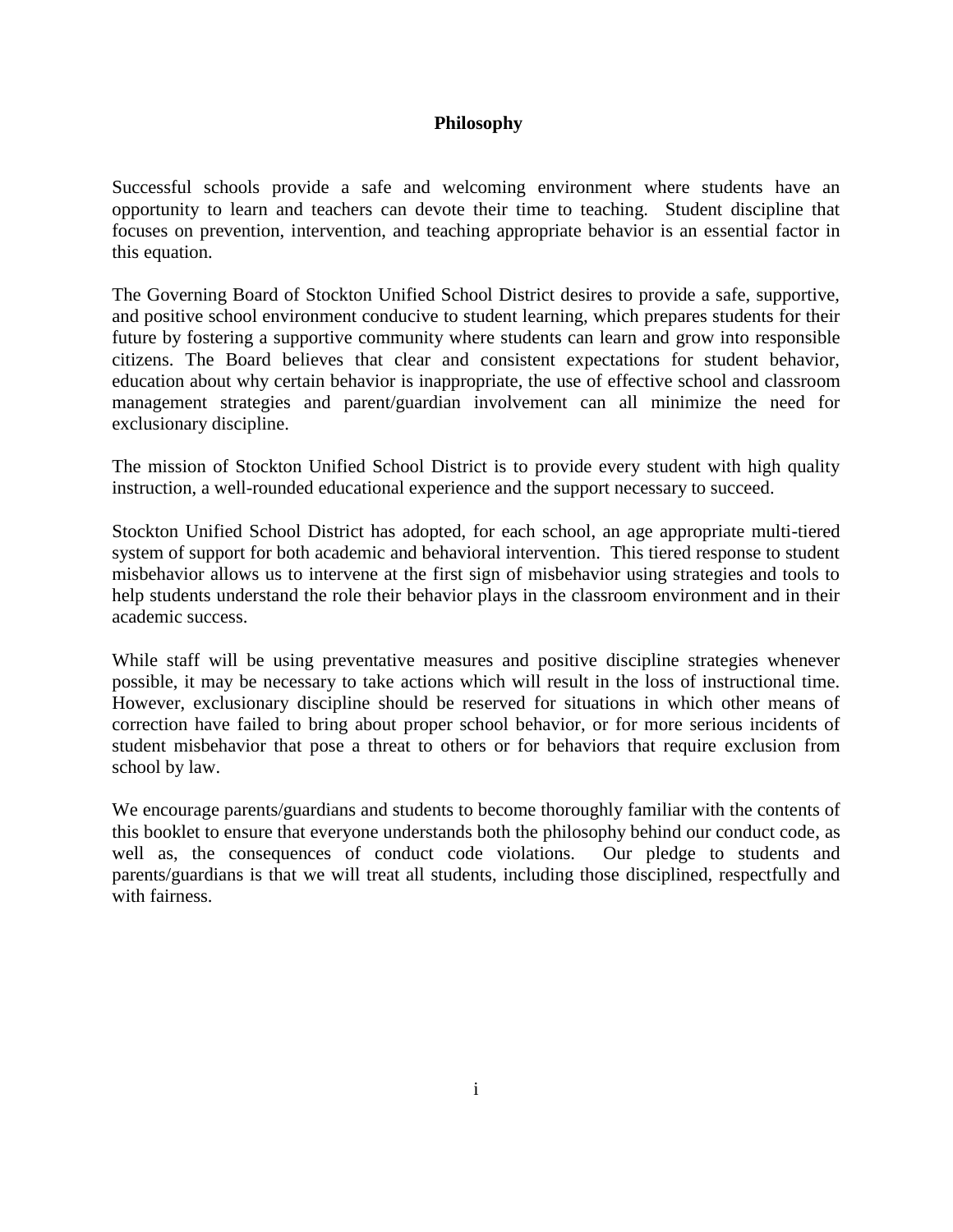# Philosophy

Successful schools provide a safe and welcoming environment where students have an opportunity to learn and teachers can devote their time to teaching. Student discipline that focuses on prevention, intervention, and teaching appropriate behavior is an essential factor in this equation.

The Governing Board of Stockton Unified School District desires to provide a safe, supportive, and positive school environment conducive to student learning, which prepares students for their future by fostering a supportive community where students can learn and grow into responsible citizens. The Board believes that clear and consistent expectations for student behavior, education about why certain behavior is inappropriate, the use of effective school and classroom management strategies and parent/guardian involvement can all minimize the need for exclusionary discipline.

The mission of Stockton Unified School District is to provide every student with high quality instruction, a well-rounded educational experience and the support necessary to succeed.

Stockton Unified School District has adopted, for each school, an age appropriate multi-tiered system of support for both academic and behavioral intervention. This tiered response to student misbehavior allows us to intervene at the first sign of misbehavior using strategies and tools to help students understand the role their behavior plays in the classroom environment and in their academic success.

While staff will be using preventative measures and positive discipline strategies whenever possible, it may be necessary to take actions which will result in the loss of instructional time. However, exclusionary discipline should be reserved for situations in which other means of correction have failed to bring about proper school behavior, or for more serious incidents of student misbehavior that pose a threat to others or for behaviors that require exclusion from school by law.

We encourage parents/guardians and students to become thoroughly familiar with the contents of this booklet to ensure that everyone understands both the philosophy behind our conduct code, as well as, the consequences of conduct code violations. Our pledge to students and parents/guardians is that we will treat all students, including those disciplined, respectfully and with fairness.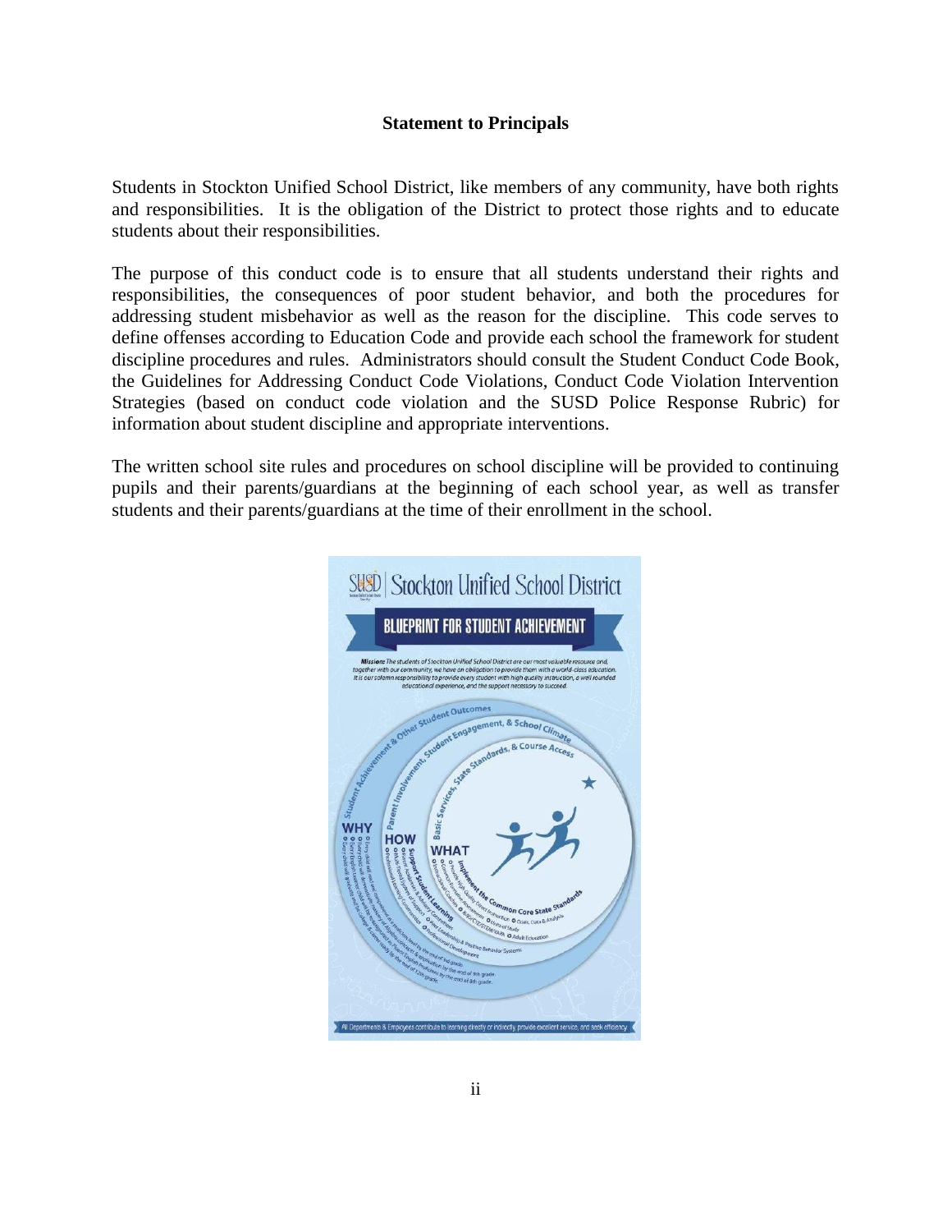**Statement to Principals**

Students in Stockton Unified School District, like members of any community, have both rights and responsibilities. It is the obligation of the District to protect those rights and to educate students about their responsibilities.

The purpose of this conduct code is to ensure that all students understand their rights and responsibilities, the consequences of poor student behavior, and both the procedures for addressing student misbehavior as well as the reason for the discipline. This code serves to define offenses according to Education Code and provide each school the framework for student discipline procedures and rules. Administrators should consult the Student Conduct Code Book, the Guidelines for Addressing Conduct Code Violations, Conduct Code Violation Intervention Strategies (based on conduct code violation and the SUSD Police Response Rubric) for information about student discipline and appropriate interventions.

The written school site rules and procedures on school discipline will be provided to continuing pupils and their parents/guardians at the beginning of each school year, as well as transfer students and their parents/guardians at the time of their enrollment in the school.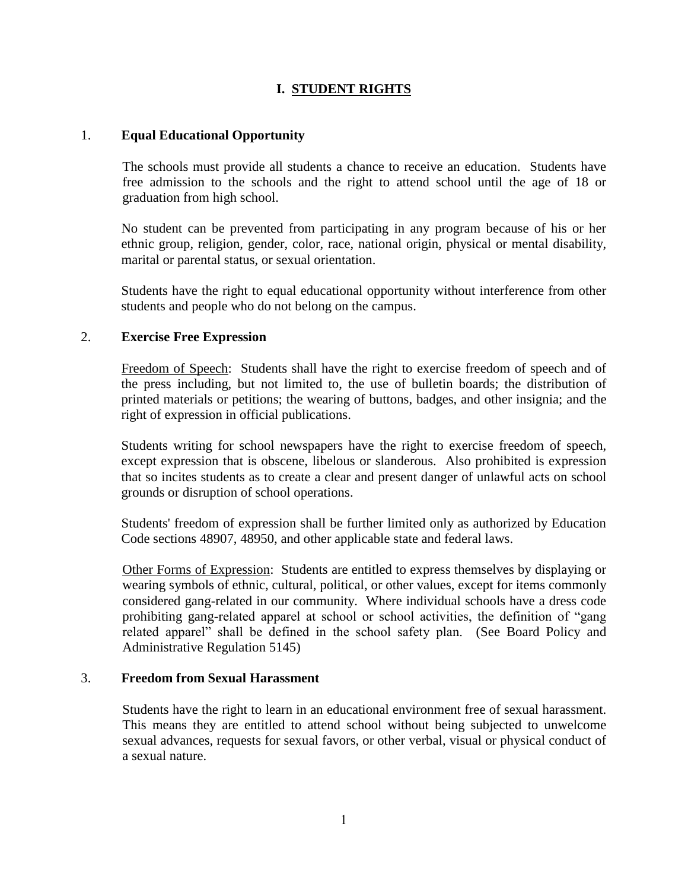# I. STUDENT RIGHTS

## 1. Equal Educational Opportunity

The schools must provide all students a chance to receive an education. Students have free admission to the schools and the right to attend school until the age of 18 or graduation from high school.

No student can be prevented from participating in any program because of his or her ethnic group, religion, gender, color, race, national origin, physical or mental disability, marital or parental status, or sexual orientation.

Students have the right to equal educational opportunity without interference from other students and people who do not belong on the campus.

## 2. Exercise Free Expression

Freedom of Speech: Students shall have the right to exercise freedom of speech and of the press including, but not limited to, the use of bulletin boards; the distribution of printed materials or petitions; the wearing of buttons, badges, and other insignia; and the right of expression in official publications.

Students writing for school newspapers have the right to exercise freedom of speech, except expression that is obscene, libelous or slanderous. Also prohibited is expression that so incites students as to create a clear and present danger of unlawful acts on school grounds or disruption of school operations.

Students' freedom of expression shall be further limited only as authorized by Education Code sections 48907, 48950, and other applicable state and federal laws.

Other Forms of Expression: Students are entitled to express themselves by displaying or wearing symbols of ethnic, cultural, political, or other values, except for items commonly considered gang-related in our community. Where individual schools have a dress code prohibiting gang-related apparel at school or school activities, the definition of "gang related apparel" shall be defined in the school safety plan. (See Board Policy and Administrative Regulation 5145)

## 3. Freedom from Sexual Harassment

Students have the right to learn in an educational environment free of sexual harassment. This means they are entitled to attend school without being subjected to unwelcome sexual advances, requests for sexual favors, or other verbal, visual or physical conduct of a sexual nature.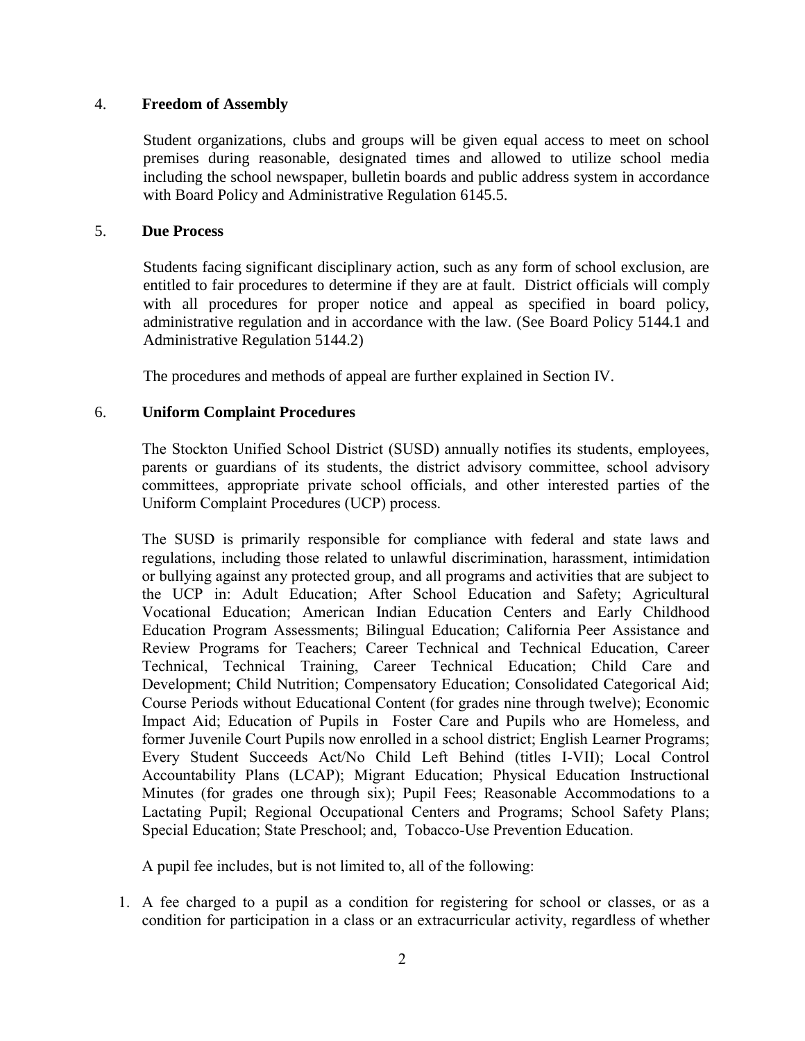4. **Freedom of Assembly**

   Student organizations, clubs and groups will be given equal access to meet on school premises during reasonable, designated times and allowed to utilize school media including the school newspaper, bulletin boards and public address system in accordance with Board Policy and Administrative Regulation 6145.5.

5. **Due Process**

   Students facing significant disciplinary action, such as any form of school exclusion, are entitled to fair procedures to determine if they are at fault. District officials will comply with all procedures for proper notice and appeal as specified in board policy, administrative regulation and in accordance with the law. (See Board Policy 5144.1 and Administrative Regulation 5144.2)

   The procedures and methods of appeal are further explained in Section IV.

6. **Uniform Complaint Procedures**

   The Stockton Unified School District (SUSD) annually notifies its students, employees, parents or guardians of its students, the district advisory committee, school advisory committees, appropriate private school officials, and other interested parties of the Uniform Complaint Procedures (UCP) process.

   The SUSD is primarily responsible for compliance with federal and state laws and regulations, including those related to unlawful discrimination, harassment, intimidation or bullying against any protected group, and all programs and activities that are subject to the UCP in: Adult Education; After School Education and Safety; Agricultural Vocational Education; American Indian Education Centers and Early Childhood Education Program Assessments; Bilingual Education; California Peer Assistance and Review Programs for Teachers; Career Technical and Technical Education, Career Technical, Technical Training, Career Technical Education; Child Care and Development; Child Nutrition; Compensatory Education; Consolidated Categorical Aid; Course Periods without Educational Content (for grades nine through twelve); Economic Impact Aid; Education of Pupils in Foster Care and Pupils who are Homeless, and former Juvenile Court Pupils now enrolled in a school district; English Learner Programs; Every Student Succeeds Act/No Child Left Behind (titles I-VII); Local Control Accountability Plans (LCAP); Migrant Education; Physical Education Instructional Minutes (for grades one through six); Pupil Fees; Reasonable Accommodations to a Lactating Pupil; Regional Occupational Centers and Programs; School Safety Plans; Special Education; State Preschool; and, Tobacco-Use Prevention Education.

   A pupil fee includes, but is not limited to, all of the following:

   1. A fee charged to a pupil as a condition for registering for school or classes, or as a condition for participation in a class or an extracurricular activity, regardless of whether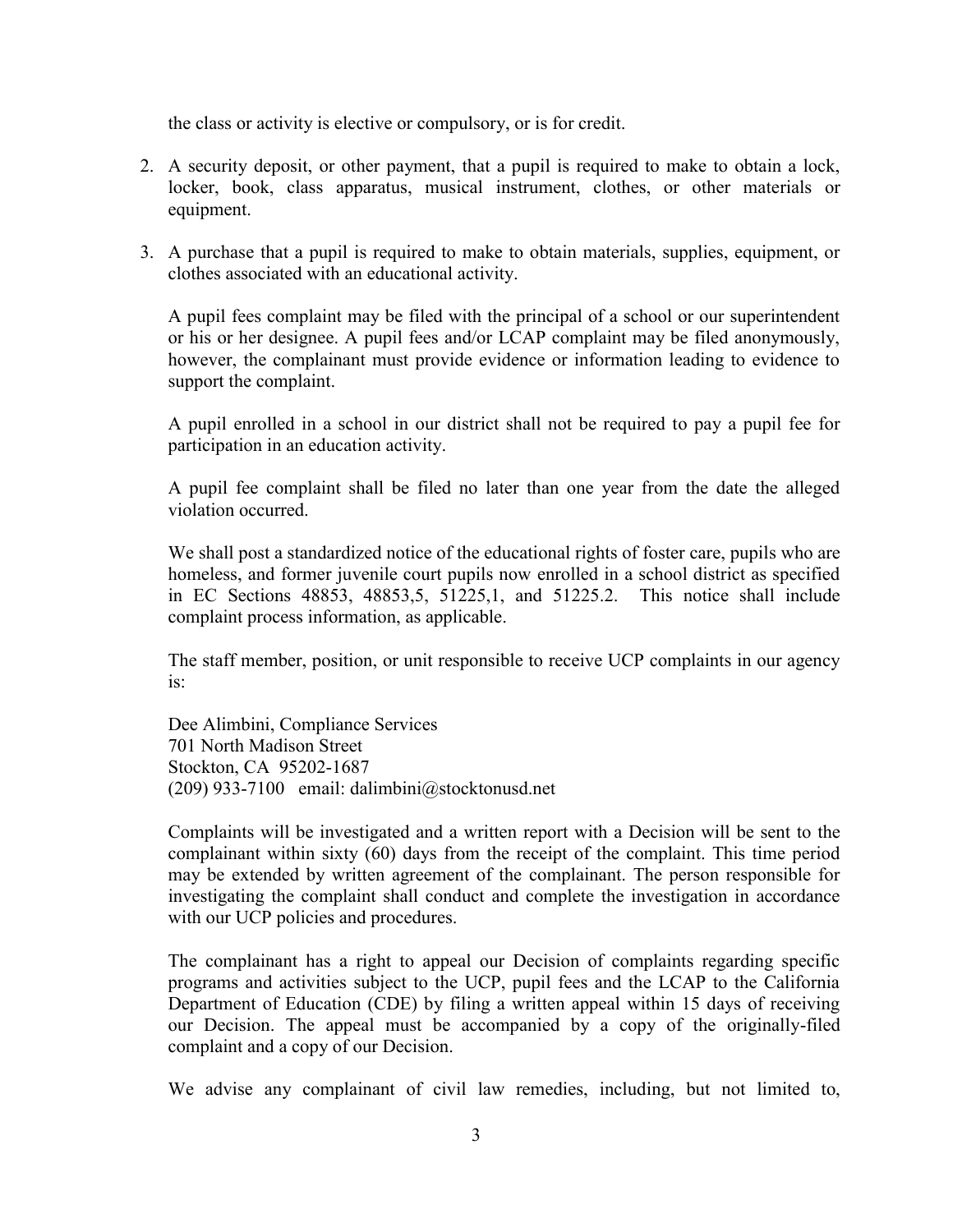the class or activity is elective or compulsory, or is for credit.

2. A security deposit, or other payment, that a pupil is required to make to obtain a lock, locker, book, class apparatus, musical instrument, clothes, or other materials or equipment.

3. A purchase that a pupil is required to make to obtain materials, supplies, equipment, or clothes associated with an educational activity.

   A pupil fees complaint may be filed with the principal of a school or our superintendent or his or her designee. A pupil fees and/or LCAP complaint may be filed anonymously, however, the complainant must provide evidence or information leading to evidence to support the complaint.

   A pupil enrolled in a school in our district shall not be required to pay a pupil fee for participation in an education activity.

   A pupil fee complaint shall be filed no later than one year from the date the alleged violation occurred.

   We shall post a standardized notice of the educational rights of foster care, pupils who are homeless, and former juvenile court pupils now enrolled in a school district as specified in EC Sections 48853, 48853,5, 51225,1, and 51225.2. This notice shall include complaint process information, as applicable.

   The staff member, position, or unit responsible to receive UCP complaints in our agency is:

   Dee Alimbini, Compliance Services
   701 North Madison Street
   Stockton, CA 95202-1687
   (209) 933-7100 email: dalimbini@stocktonusd.net

   Complaints will be investigated and a written report with a Decision will be sent to the complainant within sixty (60) days from the receipt of the complaint. This time period may be extended by written agreement of the complainant. The person responsible for investigating the complaint shall conduct and complete the investigation in accordance with our UCP policies and procedures.

   The complainant has a right to appeal our Decision of complaints regarding specific programs and activities subject to the UCP, pupil fees and the LCAP to the California Department of Education (CDE) by filing a written appeal within 15 days of receiving our Decision. The appeal must be accompanied by a copy of the originally-filed complaint and a copy of our Decision.

   We advise any complainant of civil law remedies, including, but not limited to,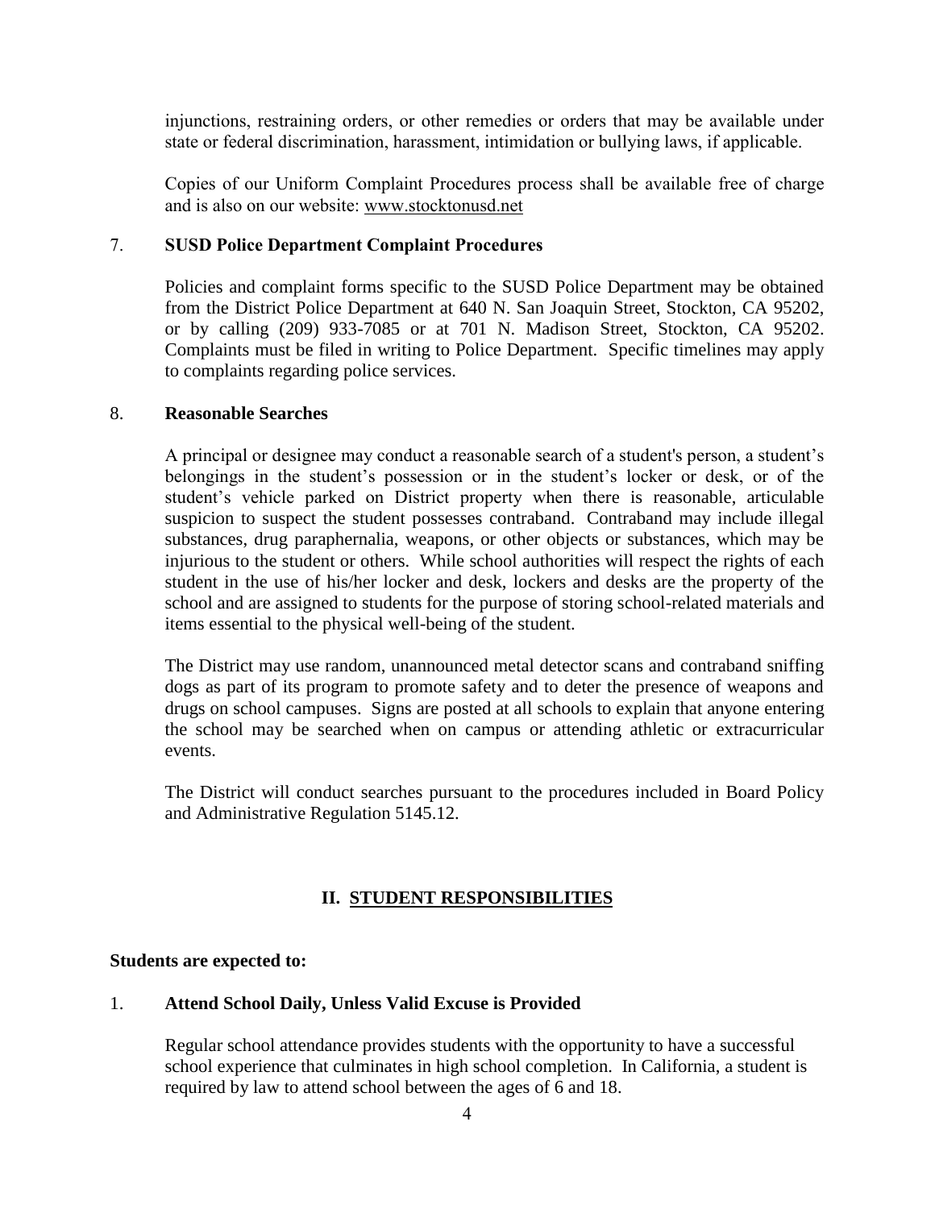injunctions, restraining orders, or other remedies or orders that may be available under state or federal discrimination, harassment, intimidation or bullying laws, if applicable.

Copies of our Uniform Complaint Procedures process shall be available free of charge and is also on our website: www.stocktonusd.net

7. **SUSD Police Department Complaint Procedures**

Policies and complaint forms specific to the SUSD Police Department may be obtained from the District Police Department at 640 N. San Joaquin Street, Stockton, CA 95202, or by calling (209) 933-7085 or at 701 N. Madison Street, Stockton, CA 95202. Complaints must be filed in writing to Police Department. Specific timelines may apply to complaints regarding police services.

8. **Reasonable Searches**

A principal or designee may conduct a reasonable search of a student's person, a student's belongings in the student's possession or in the student's locker or desk, or of the student's vehicle parked on District property when there is reasonable, articulable suspicion to suspect the student possesses contraband. Contraband may include illegal substances, drug paraphernalia, weapons, or other objects or substances, which may be injurious to the student or others. While school authorities will respect the rights of each student in the use of his/her locker and desk, lockers and desks are the property of the school and are assigned to students for the purpose of storing school-related materials and items essential to the physical well-being of the student.

The District may use random, unannounced metal detector scans and contraband sniffing dogs as part of its program to promote safety and to deter the presence of weapons and drugs on school campuses. Signs are posted at all schools to explain that anyone entering the school may be searched when on campus or attending athletic or extracurricular events.

The District will conduct searches pursuant to the procedures included in Board Policy and Administrative Regulation 5145.12.

## II. STUDENT RESPONSIBILITIES

**Students are expected to:**

1. **Attend School Daily, Unless Valid Excuse is Provided**

Regular school attendance provides students with the opportunity to have a successful school experience that culminates in high school completion. In California, a student is required by law to attend school between the ages of 6 and 18.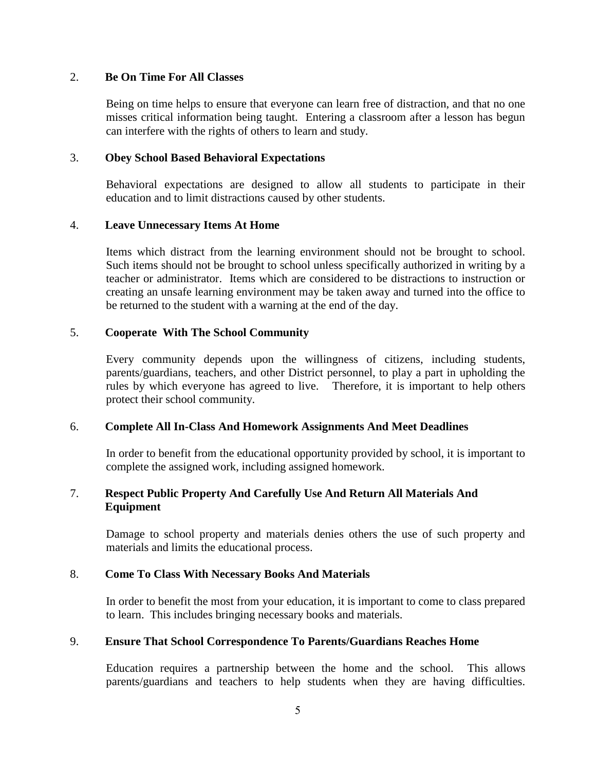2. **Be On Time For All Classes**

   Being on time helps to ensure that everyone can learn free of distraction, and that no one misses critical information being taught. Entering a classroom after a lesson has begun can interfere with the rights of others to learn and study.

3. **Obey School Based Behavioral Expectations**

   Behavioral expectations are designed to allow all students to participate in their education and to limit distractions caused by other students.

4. **Leave Unnecessary Items At Home**

   Items which distract from the learning environment should not be brought to school. Such items should not be brought to school unless specifically authorized in writing by a teacher or administrator. Items which are considered to be distractions to instruction or creating an unsafe learning environment may be taken away and turned into the office to be returned to the student with a warning at the end of the day.

5. **Cooperate With The School Community**

   Every community depends upon the willingness of citizens, including students, parents/guardians, teachers, and other District personnel, to play a part in upholding the rules by which everyone has agreed to live. Therefore, it is important to help others protect their school community.

6. **Complete All In-Class And Homework Assignments And Meet Deadlines**

   In order to benefit from the educational opportunity provided by school, it is important to complete the assigned work, including assigned homework.

7. **Respect Public Property And Carefully Use And Return All Materials And Equipment**

   Damage to school property and materials denies others the use of such property and materials and limits the educational process.

8. **Come To Class With Necessary Books And Materials**

   In order to benefit the most from your education, it is important to come to class prepared to learn. This includes bringing necessary books and materials.

9. **Ensure That School Correspondence To Parents/Guardians Reaches Home**

   Education requires a partnership between the home and the school. This allows parents/guardians and teachers to help students when they are having difficulties.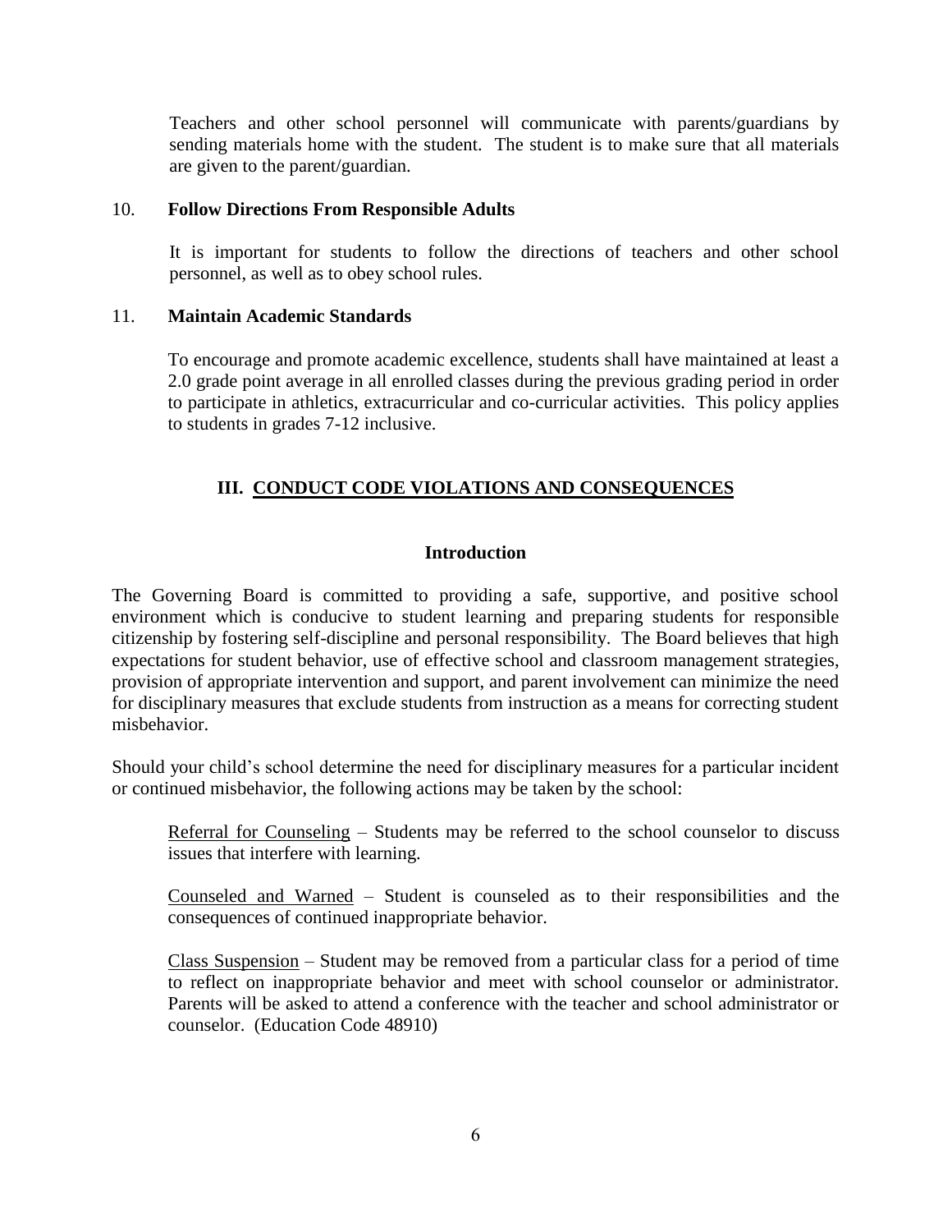Teachers and other school personnel will communicate with parents/guardians by sending materials home with the student. The student is to make sure that all materials are given to the parent/guardian.

10. **Follow Directions From Responsible Adults**

 It is important for students to follow the directions of teachers and other school personnel, as well as to obey school rules.

11. **Maintain Academic Standards**

 To encourage and promote academic excellence, students shall have maintained at least a 2.0 grade point average in all enrolled classes during the previous grading period in order to participate in athletics, extracurricular and co-curricular activities. This policy applies to students in grades 7-12 inclusive.

## III. CONDUCT CODE VIOLATIONS AND CONSEQUENCES

### Introduction

The Governing Board is committed to providing a safe, supportive, and positive school environment which is conducive to student learning and preparing students for responsible citizenship by fostering self-discipline and personal responsibility. The Board believes that high expectations for student behavior, use of effective school and classroom management strategies, provision of appropriate intervention and support, and parent involvement can minimize the need for disciplinary measures that exclude students from instruction as a means for correcting student misbehavior.

Should your child's school determine the need for disciplinary measures for a particular incident or continued misbehavior, the following actions may be taken by the school:

Referral for Counseling – Students may be referred to the school counselor to discuss issues that interfere with learning.

Counseled and Warned – Student is counseled as to their responsibilities and the consequences of continued inappropriate behavior.

Class Suspension – Student may be removed from a particular class for a period of time to reflect on inappropriate behavior and meet with school counselor or administrator. Parents will be asked to attend a conference with the teacher and school administrator or counselor. (Education Code 48910)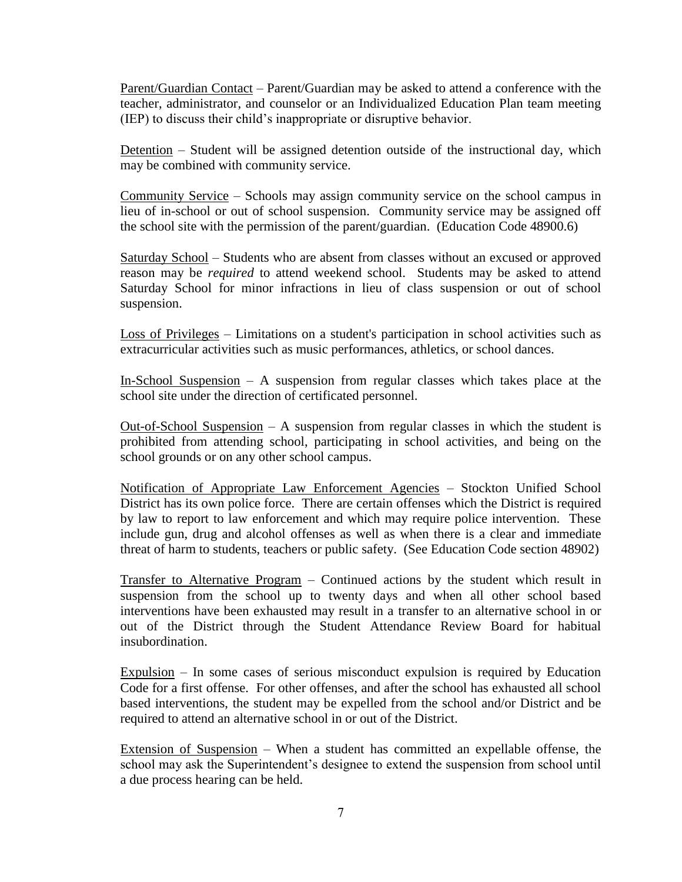Parent/Guardian Contact – Parent/Guardian may be asked to attend a conference with the teacher, administrator, and counselor or an Individualized Education Plan team meeting (IEP) to discuss their child's inappropriate or disruptive behavior.

Detention – Student will be assigned detention outside of the instructional day, which may be combined with community service.

Community Service – Schools may assign community service on the school campus in lieu of in-school or out of school suspension. Community service may be assigned off the school site with the permission of the parent/guardian. (Education Code 48900.6)

Saturday School – Students who are absent from classes without an excused or approved reason may be *required* to attend weekend school. Students may be asked to attend Saturday School for minor infractions in lieu of class suspension or out of school suspension.

Loss of Privileges – Limitations on a student's participation in school activities such as extracurricular activities such as music performances, athletics, or school dances.

In-School Suspension – A suspension from regular classes which takes place at the school site under the direction of certificated personnel.

Out-of-School Suspension – A suspension from regular classes in which the student is prohibited from attending school, participating in school activities, and being on the school grounds or on any other school campus.

Notification of Appropriate Law Enforcement Agencies – Stockton Unified School District has its own police force. There are certain offenses which the District is required by law to report to law enforcement and which may require police intervention. These include gun, drug and alcohol offenses as well as when there is a clear and immediate threat of harm to students, teachers or public safety. (See Education Code section 48902)

Transfer to Alternative Program – Continued actions by the student which result in suspension from the school up to twenty days and when all other school based interventions have been exhausted may result in a transfer to an alternative school in or out of the District through the Student Attendance Review Board for habitual insubordination.

Expulsion – In some cases of serious misconduct expulsion is required by Education Code for a first offense. For other offenses, and after the school has exhausted all school based interventions, the student may be expelled from the school and/or District and be required to attend an alternative school in or out of the District.

Extension of Suspension – When a student has committed an expellable offense, the school may ask the Superintendent's designee to extend the suspension from school until a due process hearing can be held.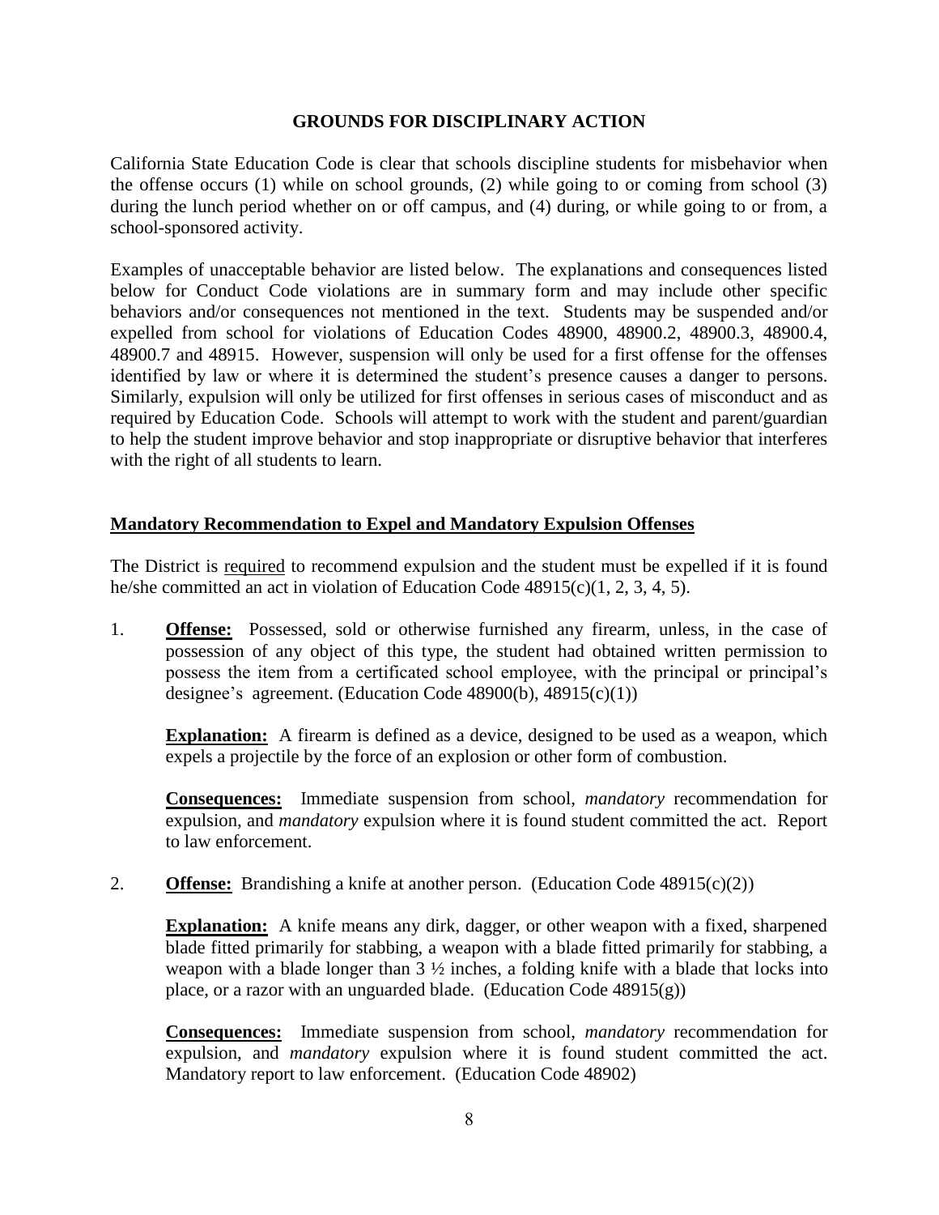## GROUNDS FOR DISCIPLINARY ACTION

California State Education Code is clear that schools discipline students for misbehavior when the offense occurs (1) while on school grounds, (2) while going to or coming from school (3) during the lunch period whether on or off campus, and (4) during, or while going to or from, a school-sponsored activity.

Examples of unacceptable behavior are listed below. The explanations and consequences listed below for Conduct Code violations are in summary form and may include other specific behaviors and/or consequences not mentioned in the text. Students may be suspended and/or expelled from school for violations of Education Codes 48900, 48900.2, 48900.3, 48900.4, 48900.7 and 48915. However, suspension will only be used for a first offense for the offenses identified by law or where it is determined the student's presence causes a danger to persons. Similarly, expulsion will only be utilized for first offenses in serious cases of misconduct and as required by Education Code. Schools will attempt to work with the student and parent/guardian to help the student improve behavior and stop inappropriate or disruptive behavior that interferes with the right of all students to learn.

### Mandatory Recommendation to Expel and Mandatory Expulsion Offenses

The District is required to recommend expulsion and the student must be expelled if it is found he/she committed an act in violation of Education Code 48915(c)(1, 2, 3, 4, 5).

1. **Offense:** Possessed, sold or otherwise furnished any firearm, unless, in the case of possession of any object of this type, the student had obtained written permission to possess the item from a certificated school employee, with the principal or principal's designee's agreement. (Education Code 48900(b), 48915(c)(1))

   **Explanation:** A firearm is defined as a device, designed to be used as a weapon, which expels a projectile by the force of an explosion or other form of combustion.

   **Consequences:** Immediate suspension from school, *mandatory* recommendation for expulsion, and *mandatory* expulsion where it is found student committed the act. Report to law enforcement.

2. **Offense:** Brandishing a knife at another person. (Education Code 48915(c)(2))

   **Explanation:** A knife means any dirk, dagger, or other weapon with a fixed, sharpened blade fitted primarily for stabbing, a weapon with a blade fitted primarily for stabbing, a weapon with a blade longer than 3 ½ inches, a folding knife with a blade that locks into place, or a razor with an unguarded blade. (Education Code 48915(g))

   **Consequences:** Immediate suspension from school, *mandatory* recommendation for expulsion, and *mandatory* expulsion where it is found student committed the act. Mandatory report to law enforcement. (Education Code 48902)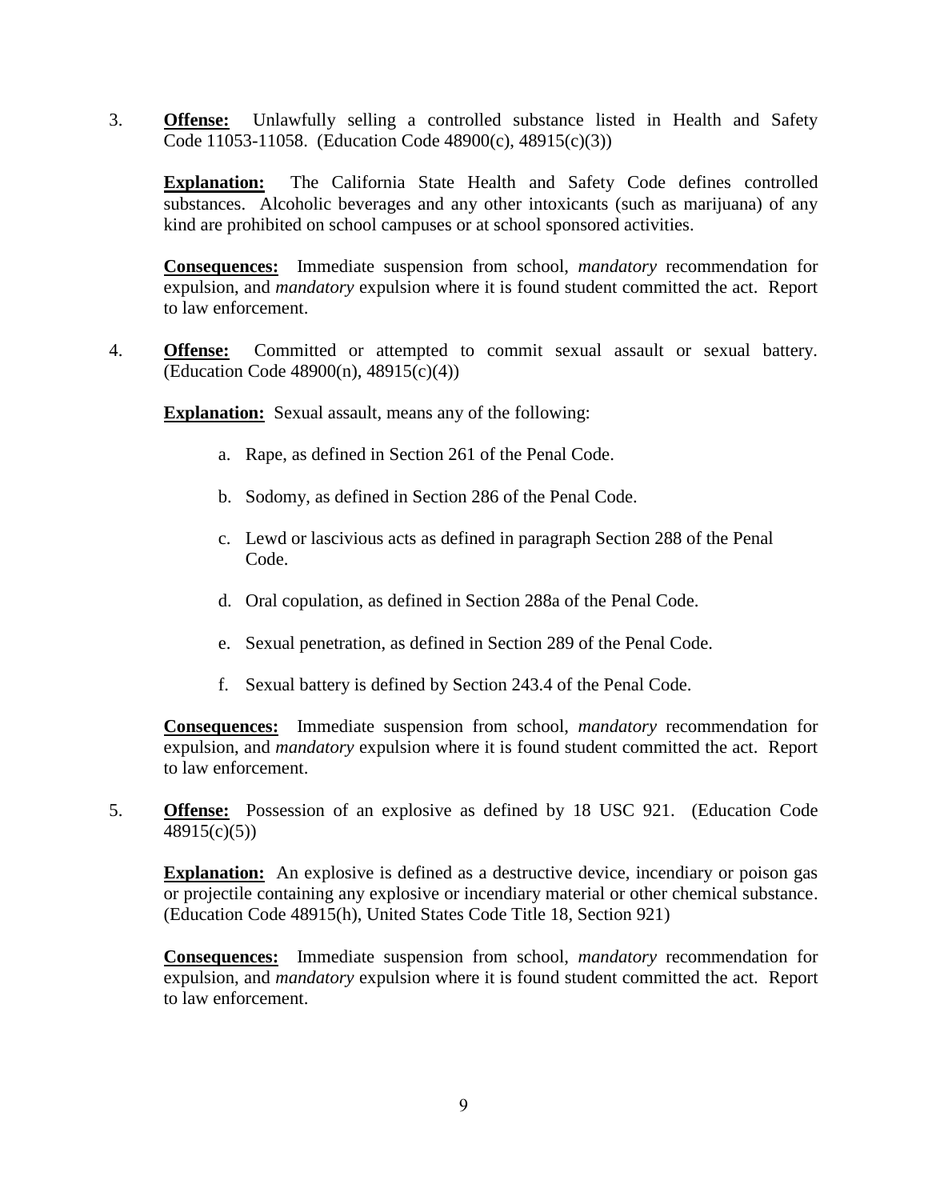3. **Offense:** Unlawfully selling a controlled substance listed in Health and Safety Code 11053-11058. (Education Code 48900(c), 48915(c)(3))

   **Explanation:** The California State Health and Safety Code defines controlled substances. Alcoholic beverages and any other intoxicants (such as marijuana) of any kind are prohibited on school campuses or at school sponsored activities.

   **Consequences:** Immediate suspension from school, *mandatory* recommendation for expulsion, and *mandatory* expulsion where it is found student committed the act. Report to law enforcement.

4. **Offense:** Committed or attempted to commit sexual assault or sexual battery. (Education Code 48900(n), 48915(c)(4))

   **Explanation:** Sexual assault, means any of the following:

   a. Rape, as defined in Section 261 of the Penal Code.

   b. Sodomy, as defined in Section 286 of the Penal Code.

   c. Lewd or lascivious acts as defined in paragraph Section 288 of the Penal Code.

   d. Oral copulation, as defined in Section 288a of the Penal Code.

   e. Sexual penetration, as defined in Section 289 of the Penal Code.

   f. Sexual battery is defined by Section 243.4 of the Penal Code.

   **Consequences:** Immediate suspension from school, *mandatory* recommendation for expulsion, and *mandatory* expulsion where it is found student committed the act. Report to law enforcement.

5. **Offense:** Possession of an explosive as defined by 18 USC 921. (Education Code 48915(c)(5))

   **Explanation:** An explosive is defined as a destructive device, incendiary or poison gas or projectile containing any explosive or incendiary material or other chemical substance. (Education Code 48915(h), United States Code Title 18, Section 921)

   **Consequences:** Immediate suspension from school, *mandatory* recommendation for expulsion, and *mandatory* expulsion where it is found student committed the act. Report to law enforcement.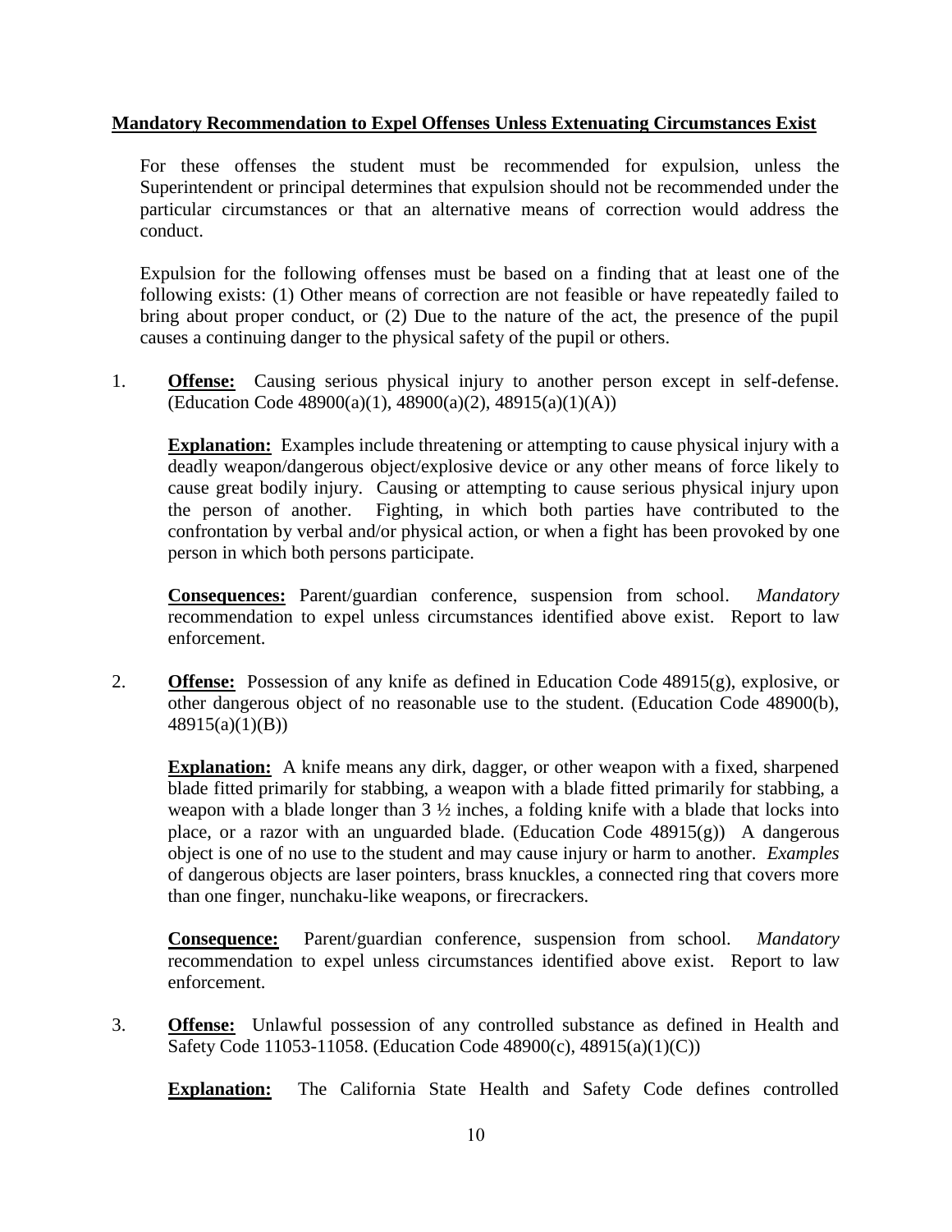**Mandatory Recommendation to Expel Offenses Unless Extenuating Circumstances Exist**

For these offenses the student must be recommended for expulsion, unless the Superintendent or principal determines that expulsion should not be recommended under the particular circumstances or that an alternative means of correction would address the conduct.

Expulsion for the following offenses must be based on a finding that at least one of the following exists: (1) Other means of correction are not feasible or have repeatedly failed to bring about proper conduct, or (2) Due to the nature of the act, the presence of the pupil causes a continuing danger to the physical safety of the pupil or others.

1. **Offense:** Causing serious physical injury to another person except in self-defense. (Education Code 48900(a)(1), 48900(a)(2), 48915(a)(1)(A))

   **Explanation:** Examples include threatening or attempting to cause physical injury with a deadly weapon/dangerous object/explosive device or any other means of force likely to cause great bodily injury. Causing or attempting to cause serious physical injury upon the person of another. Fighting, in which both parties have contributed to the confrontation by verbal and/or physical action, or when a fight has been provoked by one person in which both persons participate.

   **Consequences:** Parent/guardian conference, suspension from school. *Mandatory* recommendation to expel unless circumstances identified above exist. Report to law enforcement.

2. **Offense:** Possession of any knife as defined in Education Code 48915(g), explosive, or other dangerous object of no reasonable use to the student. (Education Code 48900(b), 48915(a)(1)(B))

   **Explanation:** A knife means any dirk, dagger, or other weapon with a fixed, sharpened blade fitted primarily for stabbing, a weapon with a blade fitted primarily for stabbing, a weapon with a blade longer than 3 ½ inches, a folding knife with a blade that locks into place, or a razor with an unguarded blade. (Education Code 48915(g)) A dangerous object is one of no use to the student and may cause injury or harm to another. *Examples* of dangerous objects are laser pointers, brass knuckles, a connected ring that covers more than one finger, nunchaku-like weapons, or firecrackers.

   **Consequence:** Parent/guardian conference, suspension from school. *Mandatory* recommendation to expel unless circumstances identified above exist. Report to law enforcement.

3. **Offense:** Unlawful possession of any controlled substance as defined in Health and Safety Code 11053-11058. (Education Code 48900(c), 48915(a)(1)(C))

   **Explanation:** The California State Health and Safety Code defines controlled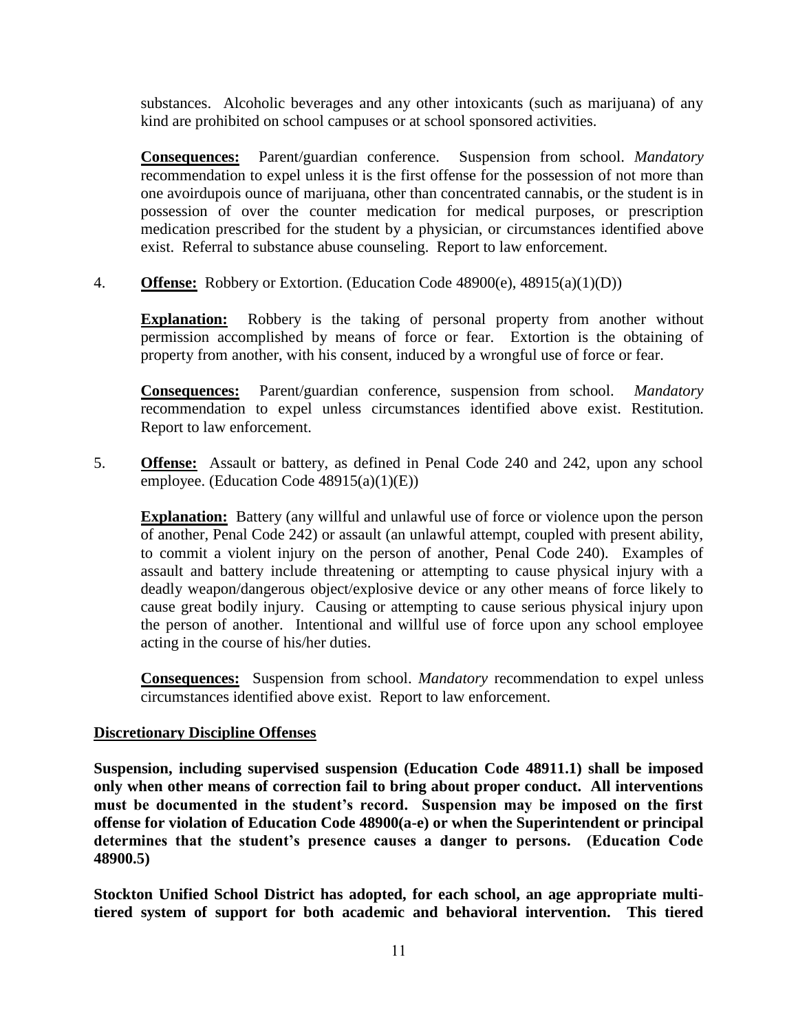substances. Alcoholic beverages and any other intoxicants (such as marijuana) of any kind are prohibited on school campuses or at school sponsored activities.

**Consequences:** Parent/guardian conference. Suspension from school. *Mandatory* recommendation to expel unless it is the first offense for the possession of not more than one avoirdupois ounce of marijuana, other than concentrated cannabis, or the student is in possession of over the counter medication for medical purposes, or prescription medication prescribed for the student by a physician, or circumstances identified above exist. Referral to substance abuse counseling. Report to law enforcement.

4. **Offense:** Robbery or Extortion. (Education Code 48900(e), 48915(a)(1)(D))

   **Explanation:** Robbery is the taking of personal property from another without permission accomplished by means of force or fear. Extortion is the obtaining of property from another, with his consent, induced by a wrongful use of force or fear.

   **Consequences:** Parent/guardian conference, suspension from school. *Mandatory* recommendation to expel unless circumstances identified above exist. Restitution. Report to law enforcement.

5. **Offense:** Assault or battery, as defined in Penal Code 240 and 242, upon any school employee. (Education Code 48915(a)(1)(E))

   **Explanation:** Battery (any willful and unlawful use of force or violence upon the person of another, Penal Code 242) or assault (an unlawful attempt, coupled with present ability, to commit a violent injury on the person of another, Penal Code 240). Examples of assault and battery include threatening or attempting to cause physical injury with a deadly weapon/dangerous object/explosive device or any other means of force likely to cause great bodily injury. Causing or attempting to cause serious physical injury upon the person of another. Intentional and willful use of force upon any school employee acting in the course of his/her duties.

   **Consequences:** Suspension from school. *Mandatory* recommendation to expel unless circumstances identified above exist. Report to law enforcement.

**Discretionary Discipline Offenses**

**Suspension, including supervised suspension (Education Code 48911.1) shall be imposed only when other means of correction fail to bring about proper conduct. All interventions must be documented in the student's record. Suspension may be imposed on the first offense for violation of Education Code 48900(a-e) or when the Superintendent or principal determines that the student's presence causes a danger to persons. (Education Code 48900.5)**

**Stockton Unified School District has adopted, for each school, an age appropriate multi-tiered system of support for both academic and behavioral intervention. This tiered**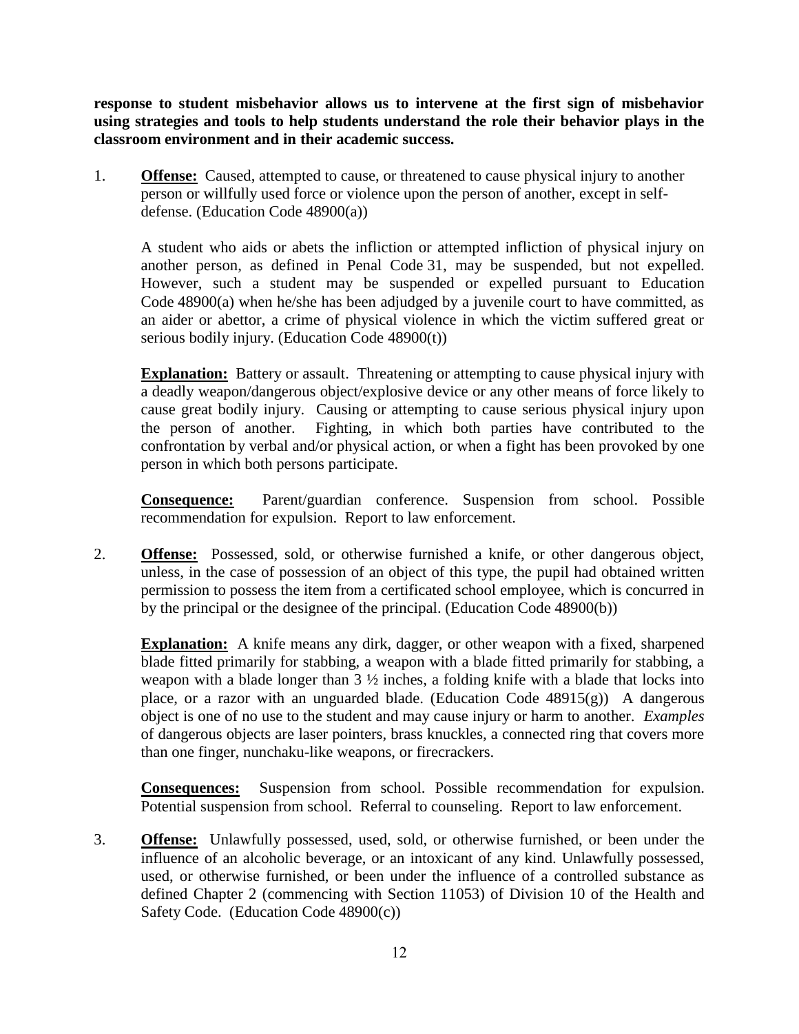**response to student misbehavior allows us to intervene at the first sign of misbehavior using strategies and tools to help students understand the role their behavior plays in the classroom environment and in their academic success.**

1. **Offense:** Caused, attempted to cause, or threatened to cause physical injury to another person or willfully used force or violence upon the person of another, except in self-defense. (Education Code 48900(a))

   A student who aids or abets the infliction or attempted infliction of physical injury on another person, as defined in Penal Code 31, may be suspended, but not expelled. However, such a student may be suspended or expelled pursuant to Education Code 48900(a) when he/she has been adjudged by a juvenile court to have committed, as an aider or abettor, a crime of physical violence in which the victim suffered great or serious bodily injury. (Education Code 48900(t))

   **Explanation:** Battery or assault. Threatening or attempting to cause physical injury with a deadly weapon/dangerous object/explosive device or any other means of force likely to cause great bodily injury. Causing or attempting to cause serious physical injury upon the person of another. Fighting, in which both parties have contributed to the confrontation by verbal and/or physical action, or when a fight has been provoked by one person in which both persons participate.

   **Consequence:** Parent/guardian conference. Suspension from school. Possible recommendation for expulsion. Report to law enforcement.

2. **Offense:** Possessed, sold, or otherwise furnished a knife, or other dangerous object, unless, in the case of possession of an object of this type, the pupil had obtained written permission to possess the item from a certificated school employee, which is concurred in by the principal or the designee of the principal. (Education Code 48900(b))

   **Explanation:** A knife means any dirk, dagger, or other weapon with a fixed, sharpened blade fitted primarily for stabbing, a weapon with a blade fitted primarily for stabbing, a weapon with a blade longer than 3 ½ inches, a folding knife with a blade that locks into place, or a razor with an unguarded blade. (Education Code 48915(g)) A dangerous object is one of no use to the student and may cause injury or harm to another. *Examples* of dangerous objects are laser pointers, brass knuckles, a connected ring that covers more than one finger, nunchaku-like weapons, or firecrackers.

   **Consequences:** Suspension from school. Possible recommendation for expulsion. Potential suspension from school. Referral to counseling. Report to law enforcement.

3. **Offense:** Unlawfully possessed, used, sold, or otherwise furnished, or been under the influence of an alcoholic beverage, or an intoxicant of any kind. Unlawfully possessed, used, or otherwise furnished, or been under the influence of a controlled substance as defined Chapter 2 (commencing with Section 11053) of Division 10 of the Health and Safety Code. (Education Code 48900(c))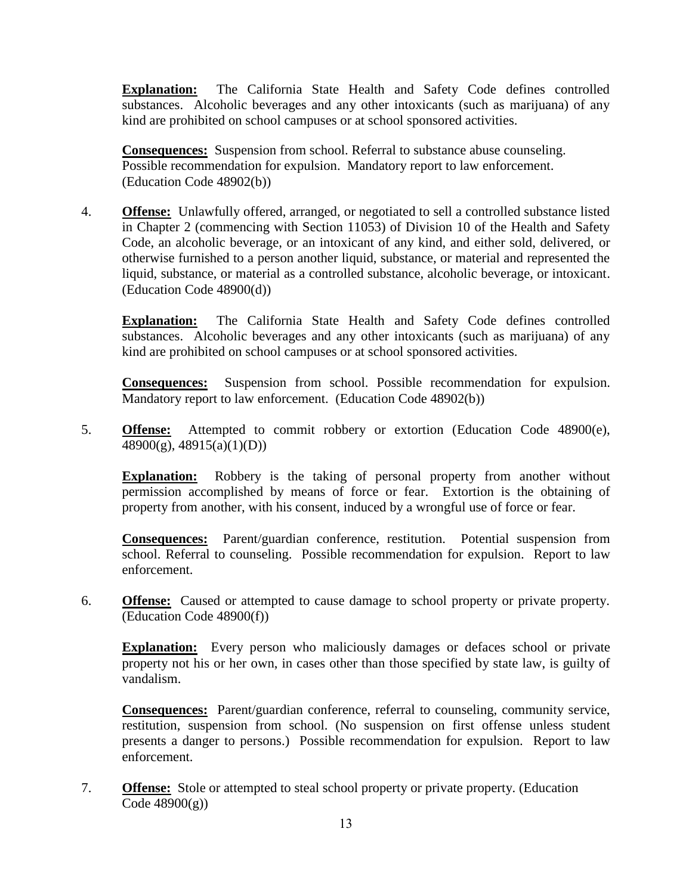**Explanation:** The California State Health and Safety Code defines controlled substances. Alcoholic beverages and any other intoxicants (such as marijuana) of any kind are prohibited on school campuses or at school sponsored activities.

**Consequences:** Suspension from school. Referral to substance abuse counseling. Possible recommendation for expulsion. Mandatory report to law enforcement. (Education Code 48902(b))

4. **Offense:** Unlawfully offered, arranged, or negotiated to sell a controlled substance listed in Chapter 2 (commencing with Section 11053) of Division 10 of the Health and Safety Code, an alcoholic beverage, or an intoxicant of any kind, and either sold, delivered, or otherwise furnished to a person another liquid, substance, or material and represented the liquid, substance, or material as a controlled substance, alcoholic beverage, or intoxicant. (Education Code 48900(d))

   **Explanation:** The California State Health and Safety Code defines controlled substances. Alcoholic beverages and any other intoxicants (such as marijuana) of any kind are prohibited on school campuses or at school sponsored activities.

   **Consequences:** Suspension from school. Possible recommendation for expulsion. Mandatory report to law enforcement. (Education Code 48902(b))

5. **Offense:** Attempted to commit robbery or extortion (Education Code 48900(e), 48900(g), 48915(a)(1)(D))

   **Explanation:** Robbery is the taking of personal property from another without permission accomplished by means of force or fear. Extortion is the obtaining of property from another, with his consent, induced by a wrongful use of force or fear.

   **Consequences:** Parent/guardian conference, restitution. Potential suspension from school. Referral to counseling. Possible recommendation for expulsion. Report to law enforcement.

6. **Offense:** Caused or attempted to cause damage to school property or private property. (Education Code 48900(f))

   **Explanation:** Every person who maliciously damages or defaces school or private property not his or her own, in cases other than those specified by state law, is guilty of vandalism.

   **Consequences:** Parent/guardian conference, referral to counseling, community service, restitution, suspension from school. (No suspension on first offense unless student presents a danger to persons.) Possible recommendation for expulsion. Report to law enforcement.

7. **Offense:** Stole or attempted to steal school property or private property. (Education Code 48900(g))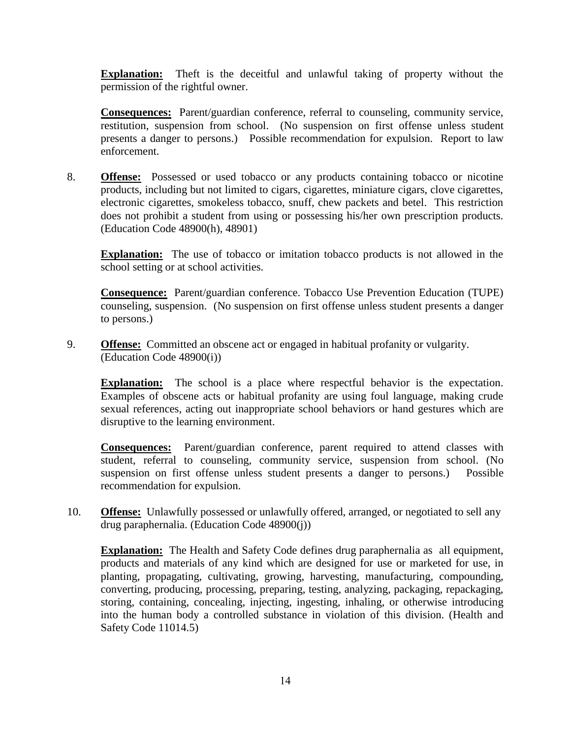**Explanation:** Theft is the deceitful and unlawful taking of property without the permission of the rightful owner.

**Consequences:** Parent/guardian conference, referral to counseling, community service, restitution, suspension from school. (No suspension on first offense unless student presents a danger to persons.) Possible recommendation for expulsion. Report to law enforcement.

8. **Offense:** Possessed or used tobacco or any products containing tobacco or nicotine products, including but not limited to cigars, cigarettes, miniature cigars, clove cigarettes, electronic cigarettes, smokeless tobacco, snuff, chew packets and betel. This restriction does not prohibit a student from using or possessing his/her own prescription products. (Education Code 48900(h), 48901)

   **Explanation:** The use of tobacco or imitation tobacco products is not allowed in the school setting or at school activities.

   **Consequence:** Parent/guardian conference. Tobacco Use Prevention Education (TUPE) counseling, suspension. (No suspension on first offense unless student presents a danger to persons.)

9. **Offense:** Committed an obscene act or engaged in habitual profanity or vulgarity. (Education Code 48900(i))

   **Explanation:** The school is a place where respectful behavior is the expectation. Examples of obscene acts or habitual profanity are using foul language, making crude sexual references, acting out inappropriate school behaviors or hand gestures which are disruptive to the learning environment.

   **Consequences:** Parent/guardian conference, parent required to attend classes with student, referral to counseling, community service, suspension from school. (No suspension on first offense unless student presents a danger to persons.) Possible recommendation for expulsion.

10. **Offense:** Unlawfully possessed or unlawfully offered, arranged, or negotiated to sell any drug paraphernalia. (Education Code 48900(j))

    **Explanation:** The Health and Safety Code defines drug paraphernalia as all equipment, products and materials of any kind which are designed for use or marketed for use, in planting, propagating, cultivating, growing, harvesting, manufacturing, compounding, converting, producing, processing, preparing, testing, analyzing, packaging, repackaging, storing, containing, concealing, injecting, ingesting, inhaling, or otherwise introducing into the human body a controlled substance in violation of this division. (Health and Safety Code 11014.5)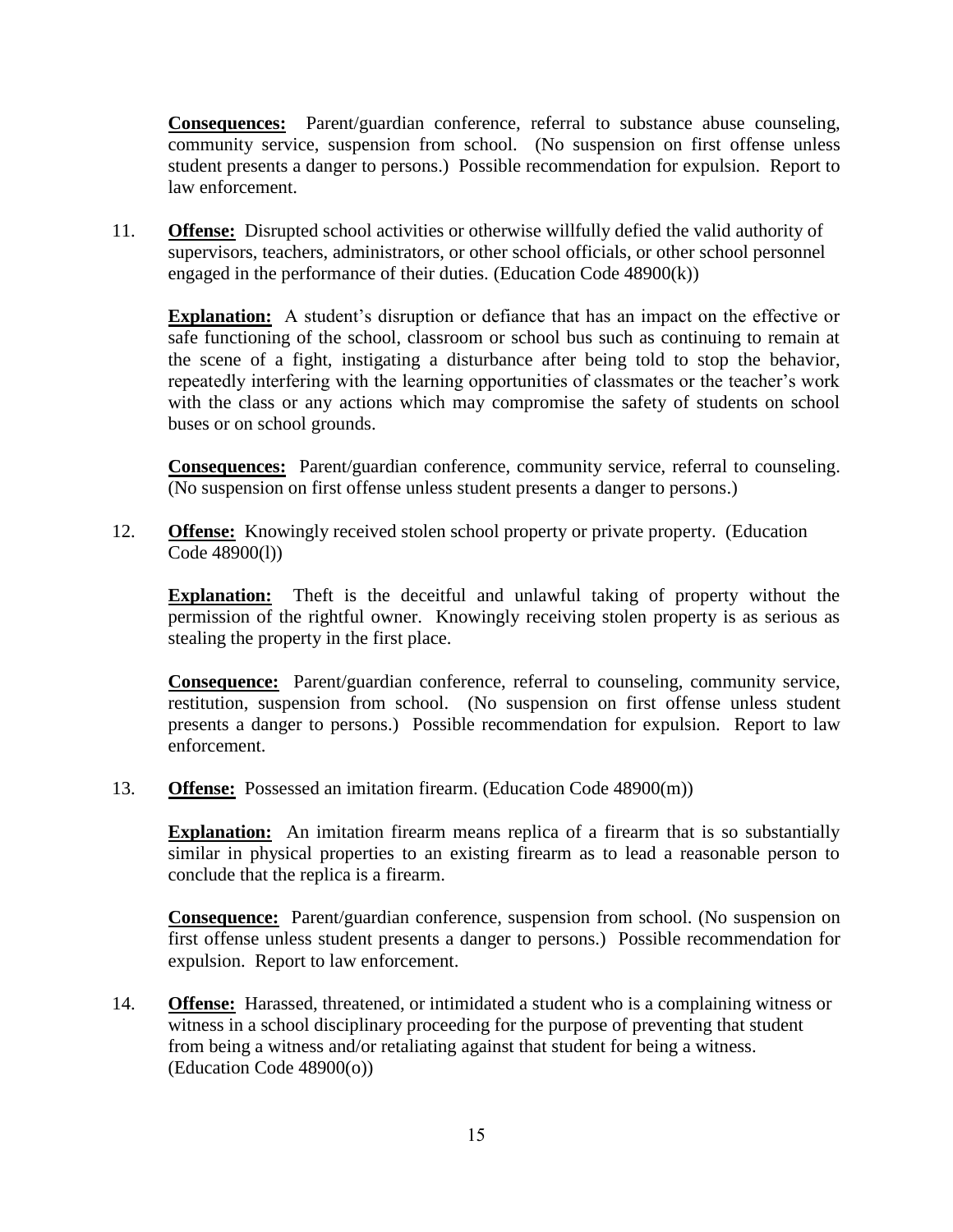**Consequences:** Parent/guardian conference, referral to substance abuse counseling, community service, suspension from school. (No suspension on first offense unless student presents a danger to persons.) Possible recommendation for expulsion. Report to law enforcement.

11. **Offense:** Disrupted school activities or otherwise willfully defied the valid authority of supervisors, teachers, administrators, or other school officials, or other school personnel engaged in the performance of their duties. (Education Code 48900(k))

    **Explanation:** A student's disruption or defiance that has an impact on the effective or safe functioning of the school, classroom or school bus such as continuing to remain at the scene of a fight, instigating a disturbance after being told to stop the behavior, repeatedly interfering with the learning opportunities of classmates or the teacher's work with the class or any actions which may compromise the safety of students on school buses or on school grounds.

    **Consequences:** Parent/guardian conference, community service, referral to counseling. (No suspension on first offense unless student presents a danger to persons.)

12. **Offense:** Knowingly received stolen school property or private property. (Education Code 48900(l))

    **Explanation:** Theft is the deceitful and unlawful taking of property without the permission of the rightful owner. Knowingly receiving stolen property is as serious as stealing the property in the first place.

    **Consequence:** Parent/guardian conference, referral to counseling, community service, restitution, suspension from school. (No suspension on first offense unless student presents a danger to persons.) Possible recommendation for expulsion. Report to law enforcement.

13. **Offense:** Possessed an imitation firearm. (Education Code 48900(m))

    **Explanation:** An imitation firearm means replica of a firearm that is so substantially similar in physical properties to an existing firearm as to lead a reasonable person to conclude that the replica is a firearm.

    **Consequence:** Parent/guardian conference, suspension from school. (No suspension on first offense unless student presents a danger to persons.) Possible recommendation for expulsion. Report to law enforcement.

14. **Offense:** Harassed, threatened, or intimidated a student who is a complaining witness or witness in a school disciplinary proceeding for the purpose of preventing that student from being a witness and/or retaliating against that student for being a witness. (Education Code 48900(o))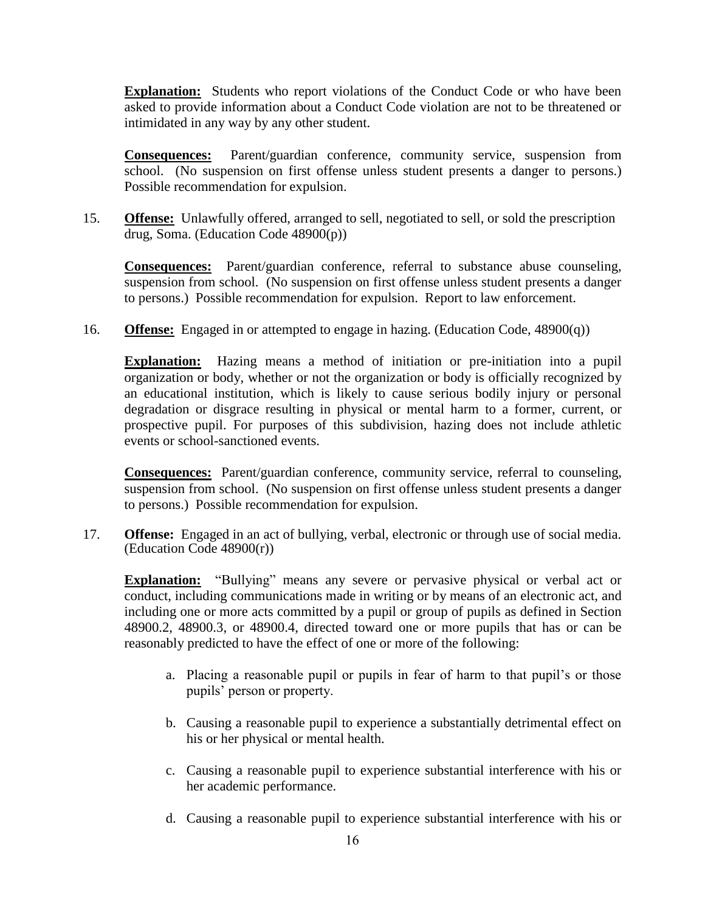**Explanation:** Students who report violations of the Conduct Code or who have been asked to provide information about a Conduct Code violation are not to be threatened or intimidated in any way by any other student.

**Consequences:** Parent/guardian conference, community service, suspension from school. (No suspension on first offense unless student presents a danger to persons.) Possible recommendation for expulsion.

15. **Offense:** Unlawfully offered, arranged to sell, negotiated to sell, or sold the prescription drug, Soma. (Education Code 48900(p))

    **Consequences:** Parent/guardian conference, referral to substance abuse counseling, suspension from school. (No suspension on first offense unless student presents a danger to persons.) Possible recommendation for expulsion. Report to law enforcement.

16. **Offense:** Engaged in or attempted to engage in hazing. (Education Code, 48900(q))

    **Explanation:** Hazing means a method of initiation or pre-initiation into a pupil organization or body, whether or not the organization or body is officially recognized by an educational institution, which is likely to cause serious bodily injury or personal degradation or disgrace resulting in physical or mental harm to a former, current, or prospective pupil. For purposes of this subdivision, hazing does not include athletic events or school-sanctioned events.

    **Consequences:** Parent/guardian conference, community service, referral to counseling, suspension from school. (No suspension on first offense unless student presents a danger to persons.) Possible recommendation for expulsion.

17. **Offense:** Engaged in an act of bullying, verbal, electronic or through use of social media. (Education Code 48900(r))

    **Explanation:** "Bullying" means any severe or pervasive physical or verbal act or conduct, including communications made in writing or by means of an electronic act, and including one or more acts committed by a pupil or group of pupils as defined in Section 48900.2, 48900.3, or 48900.4, directed toward one or more pupils that has or can be reasonably predicted to have the effect of one or more of the following:

    a. Placing a reasonable pupil or pupils in fear of harm to that pupil's or those pupils' person or property.

    b. Causing a reasonable pupil to experience a substantially detrimental effect on his or her physical or mental health.

    c. Causing a reasonable pupil to experience substantial interference with his or her academic performance.

    d. Causing a reasonable pupil to experience substantial interference with his or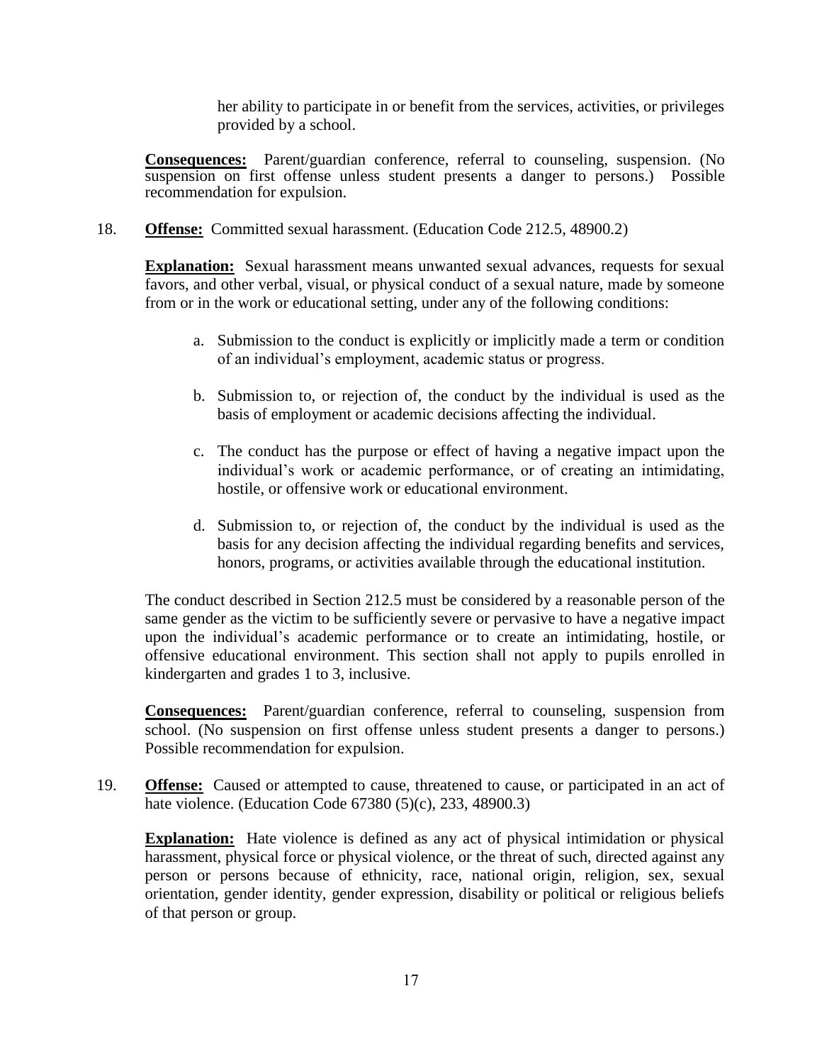her ability to participate in or benefit from the services, activities, or privileges provided by a school.

**Consequences:** Parent/guardian conference, referral to counseling, suspension. (No suspension on first offense unless student presents a danger to persons.) Possible recommendation for expulsion.

18. **Offense:** Committed sexual harassment. (Education Code 212.5, 48900.2)

    **Explanation:** Sexual harassment means unwanted sexual advances, requests for sexual favors, and other verbal, visual, or physical conduct of a sexual nature, made by someone from or in the work or educational setting, under any of the following conditions:

    a. Submission to the conduct is explicitly or implicitly made a term or condition of an individual's employment, academic status or progress.

    b. Submission to, or rejection of, the conduct by the individual is used as the basis of employment or academic decisions affecting the individual.

    c. The conduct has the purpose or effect of having a negative impact upon the individual's work or academic performance, or of creating an intimidating, hostile, or offensive work or educational environment.

    d. Submission to, or rejection of, the conduct by the individual is used as the basis for any decision affecting the individual regarding benefits and services, honors, programs, or activities available through the educational institution.

    The conduct described in Section 212.5 must be considered by a reasonable person of the same gender as the victim to be sufficiently severe or pervasive to have a negative impact upon the individual's academic performance or to create an intimidating, hostile, or offensive educational environment. This section shall not apply to pupils enrolled in kindergarten and grades 1 to 3, inclusive.

    **Consequences:** Parent/guardian conference, referral to counseling, suspension from school. (No suspension on first offense unless student presents a danger to persons.) Possible recommendation for expulsion.

19. **Offense:** Caused or attempted to cause, threatened to cause, or participated in an act of hate violence. (Education Code 67380 (5)(c), 233, 48900.3)

    **Explanation:** Hate violence is defined as any act of physical intimidation or physical harassment, physical force or physical violence, or the threat of such, directed against any person or persons because of ethnicity, race, national origin, religion, sex, sexual orientation, gender identity, gender expression, disability or political or religious beliefs of that person or group.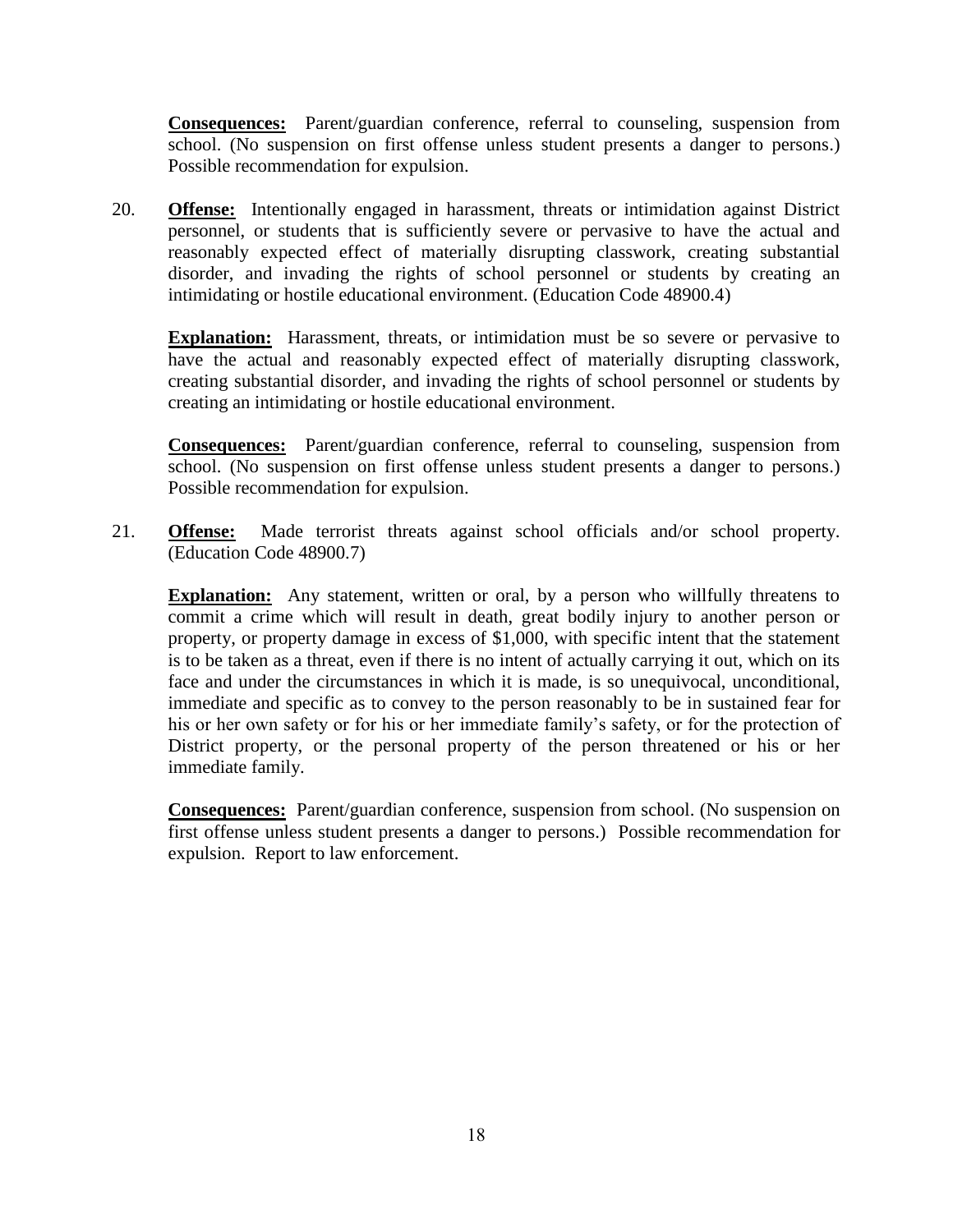**Consequences:** Parent/guardian conference, referral to counseling, suspension from school. (No suspension on first offense unless student presents a danger to persons.) Possible recommendation for expulsion.

20. **Offense:** Intentionally engaged in harassment, threats or intimidation against District personnel, or students that is sufficiently severe or pervasive to have the actual and reasonably expected effect of materially disrupting classwork, creating substantial disorder, and invading the rights of school personnel or students by creating an intimidating or hostile educational environment. (Education Code 48900.4)

    **Explanation:** Harassment, threats, or intimidation must be so severe or pervasive to have the actual and reasonably expected effect of materially disrupting classwork, creating substantial disorder, and invading the rights of school personnel or students by creating an intimidating or hostile educational environment.

    **Consequences:** Parent/guardian conference, referral to counseling, suspension from school. (No suspension on first offense unless student presents a danger to persons.) Possible recommendation for expulsion.

21. **Offense:** Made terrorist threats against school officials and/or school property. (Education Code 48900.7)

    **Explanation:** Any statement, written or oral, by a person who willfully threatens to commit a crime which will result in death, great bodily injury to another person or property, or property damage in excess of $1,000, with specific intent that the statement is to be taken as a threat, even if there is no intent of actually carrying it out, which on its face and under the circumstances in which it is made, is so unequivocal, unconditional, immediate and specific as to convey to the person reasonably to be in sustained fear for his or her own safety or for his or her immediate family's safety, or for the protection of District property, or the personal property of the person threatened or his or her immediate family.

    **Consequences:** Parent/guardian conference, suspension from school. (No suspension on first offense unless student presents a danger to persons.) Possible recommendation for expulsion. Report to law enforcement.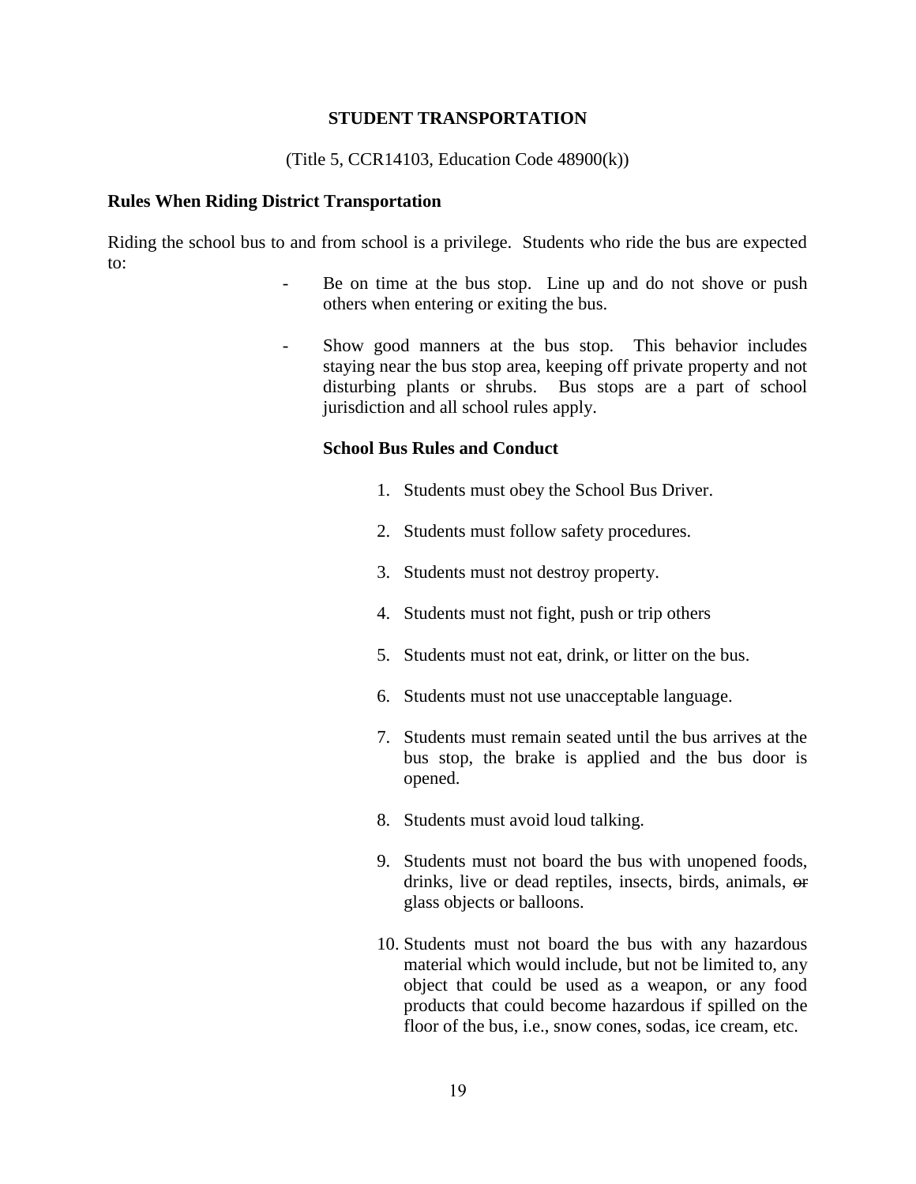## STUDENT TRANSPORTATION

(Title 5, CCR14103, Education Code 48900(k))

### Rules When Riding District Transportation

Riding the school bus to and from school is a privilege. Students who ride the bus are expected to:

- Be on time at the bus stop. Line up and do not shove or push others when entering or exiting the bus.

- Show good manners at the bus stop. This behavior includes staying near the bus stop area, keeping off private property and not disturbing plants or shrubs. Bus stops are a part of school jurisdiction and all school rules apply.

#### School Bus Rules and Conduct

1. Students must obey the School Bus Driver.
2. Students must follow safety procedures.
3. Students must not destroy property.
4. Students must not fight, push or trip others
5. Students must not eat, drink, or litter on the bus.
6. Students must not use unacceptable language.
7. Students must remain seated until the bus arrives at the bus stop, the brake is applied and the bus door is opened.
8. Students must avoid loud talking.
9. Students must not board the bus with unopened foods, drinks, live or dead reptiles, insects, birds, animals, ~~or~~ glass objects or balloons.
10. Students must not board the bus with any hazardous material which would include, but not be limited to, any object that could be used as a weapon, or any food products that could become hazardous if spilled on the floor of the bus, i.e., snow cones, sodas, ice cream, etc.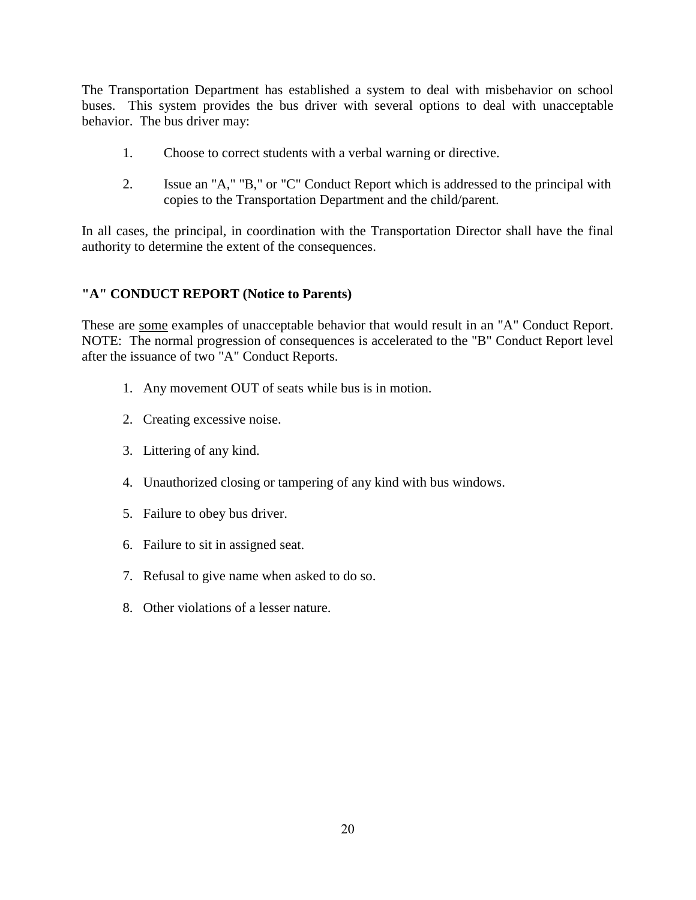The Transportation Department has established a system to deal with misbehavior on school buses. This system provides the bus driver with several options to deal with unacceptable behavior. The bus driver may:

1. Choose to correct students with a verbal warning or directive.

2. Issue an "A," "B," or "C" Conduct Report which is addressed to the principal with copies to the Transportation Department and the child/parent.

In all cases, the principal, in coordination with the Transportation Director shall have the final authority to determine the extent of the consequences.

### "A" CONDUCT REPORT (Notice to Parents)

These are <u>some</u> examples of unacceptable behavior that would result in an "A" Conduct Report. NOTE: The normal progression of consequences is accelerated to the "B" Conduct Report level after the issuance of two "A" Conduct Reports.

1. Any movement OUT of seats while bus is in motion.
2. Creating excessive noise.
3. Littering of any kind.
4. Unauthorized closing or tampering of any kind with bus windows.
5. Failure to obey bus driver.
6. Failure to sit in assigned seat.
7. Refusal to give name when asked to do so.
8. Other violations of a lesser nature.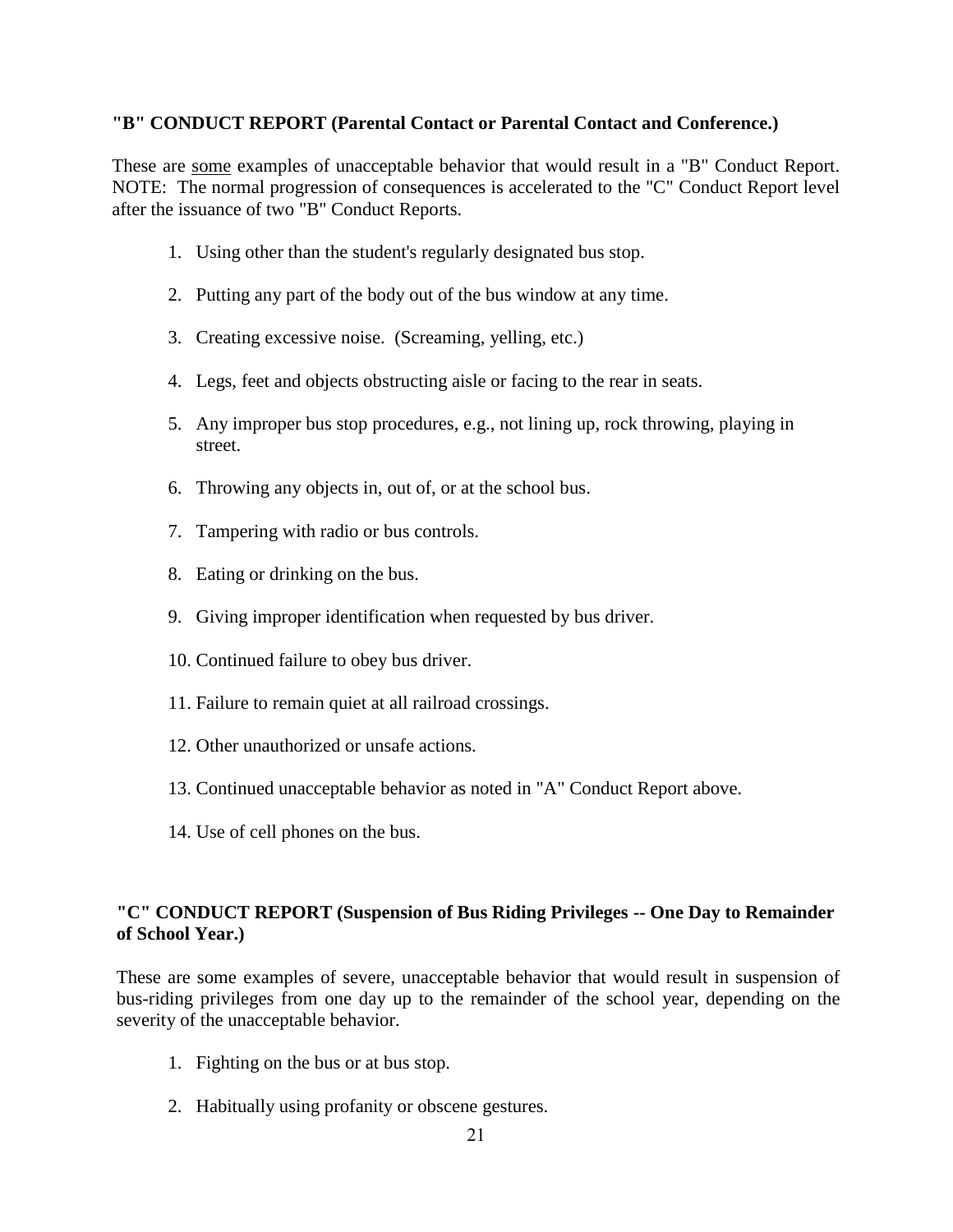**"B" CONDUCT REPORT (Parental Contact or Parental Contact and Conference.)**

These are <u>some</u> examples of unacceptable behavior that would result in a "B" Conduct Report. NOTE: The normal progression of consequences is accelerated to the "C" Conduct Report level after the issuance of two "B" Conduct Reports.

1. Using other than the student's regularly designated bus stop.
2. Putting any part of the body out of the bus window at any time.
3. Creating excessive noise. (Screaming, yelling, etc.)
4. Legs, feet and objects obstructing aisle or facing to the rear in seats.
5. Any improper bus stop procedures, e.g., not lining up, rock throwing, playing in street.
6. Throwing any objects in, out of, or at the school bus.
7. Tampering with radio or bus controls.
8. Eating or drinking on the bus.
9. Giving improper identification when requested by bus driver.
10. Continued failure to obey bus driver.
11. Failure to remain quiet at all railroad crossings.
12. Other unauthorized or unsafe actions.
13. Continued unacceptable behavior as noted in "A" Conduct Report above.
14. Use of cell phones on the bus.

**"C" CONDUCT REPORT (Suspension of Bus Riding Privileges -- One Day to Remainder of School Year.)**

These are some examples of severe, unacceptable behavior that would result in suspension of bus-riding privileges from one day up to the remainder of the school year, depending on the severity of the unacceptable behavior.

1. Fighting on the bus or at bus stop.
2. Habitually using profanity or obscene gestures.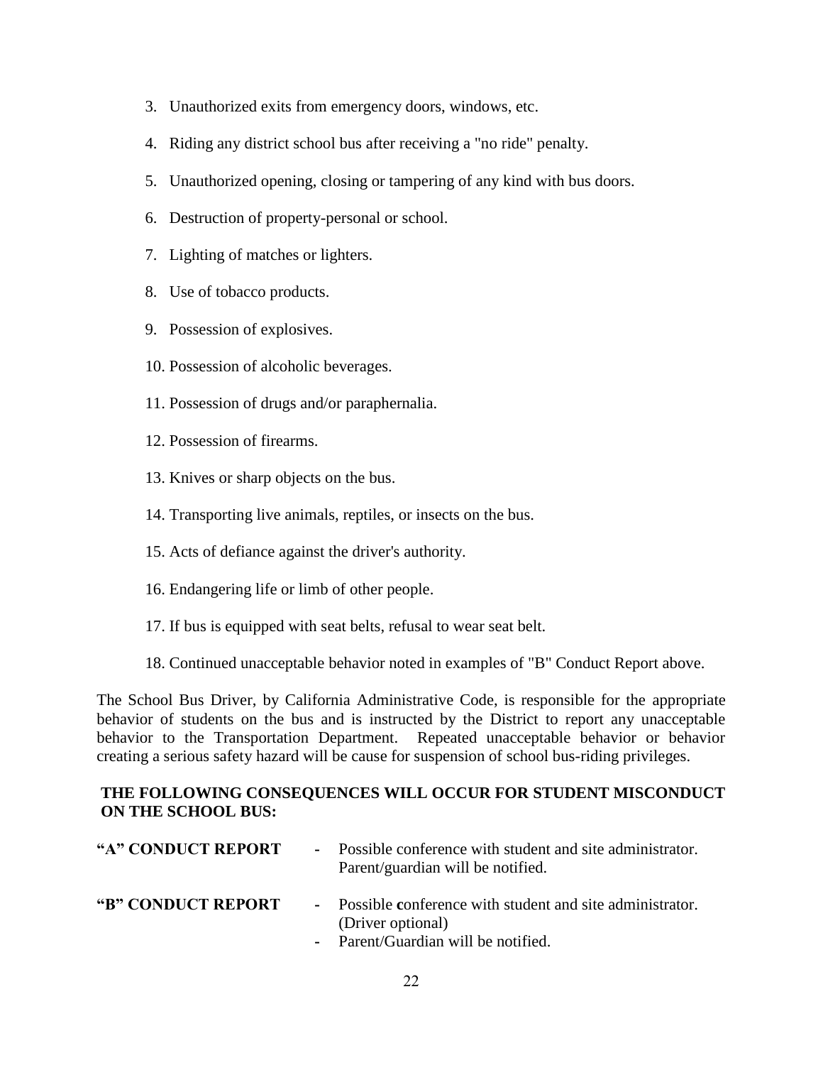3. Unauthorized exits from emergency doors, windows, etc.
4. Riding any district school bus after receiving a "no ride" penalty.
5. Unauthorized opening, closing or tampering of any kind with bus doors.
6. Destruction of property-personal or school.
7. Lighting of matches or lighters.
8. Use of tobacco products.
9. Possession of explosives.
10. Possession of alcoholic beverages.
11. Possession of drugs and/or paraphernalia.
12. Possession of firearms.
13. Knives or sharp objects on the bus.
14. Transporting live animals, reptiles, or insects on the bus.
15. Acts of defiance against the driver's authority.
16. Endangering life or limb of other people.
17. If bus is equipped with seat belts, refusal to wear seat belt.
18. Continued unacceptable behavior noted in examples of "B" Conduct Report above.

The School Bus Driver, by California Administrative Code, is responsible for the appropriate behavior of students on the bus and is instructed by the District to report any unacceptable behavior to the Transportation Department. Repeated unacceptable behavior or behavior creating a serious safety hazard will be cause for suspension of school bus-riding privileges.

**THE FOLLOWING CONSEQUENCES WILL OCCUR FOR STUDENT MISCONDUCT ON THE SCHOOL BUS:**

**"A" CONDUCT REPORT**
- Possible conference with student and site administrator. Parent/guardian will be notified.

**"B" CONDUCT REPORT**
- Possible conference with student and site administrator. (Driver optional)
- Parent/Guardian will be notified.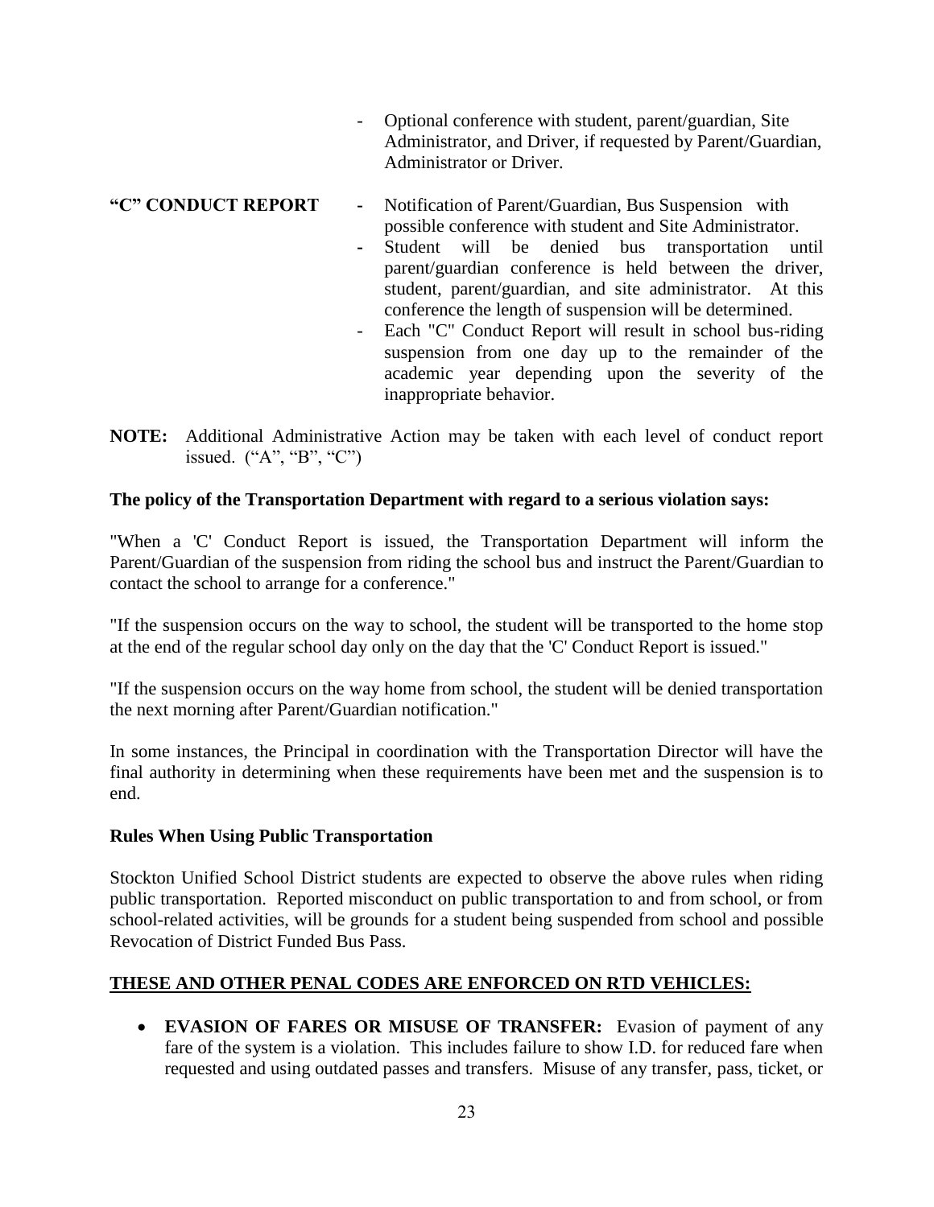- Optional conference with student, parent/guardian, Site Administrator, and Driver, if requested by Parent/Guardian, Administrator or Driver.

**"C" CONDUCT REPORT**

- Notification of Parent/Guardian, Bus Suspension with possible conference with student and Site Administrator.
- Student will be denied bus transportation until parent/guardian conference is held between the driver, student, parent/guardian, and site administrator. At this conference the length of suspension will be determined.
- Each "C" Conduct Report will result in school bus-riding suspension from one day up to the remainder of the academic year depending upon the severity of the inappropriate behavior.

**NOTE:** Additional Administrative Action may be taken with each level of conduct report issued. ("A", "B", "C")

**The policy of the Transportation Department with regard to a serious violation says:**

"When a 'C' Conduct Report is issued, the Transportation Department will inform the Parent/Guardian of the suspension from riding the school bus and instruct the Parent/Guardian to contact the school to arrange for a conference."

"If the suspension occurs on the way to school, the student will be transported to the home stop at the end of the regular school day only on the day that the 'C' Conduct Report is issued."

"If the suspension occurs on the way home from school, the student will be denied transportation the next morning after Parent/Guardian notification."

In some instances, the Principal in coordination with the Transportation Director will have the final authority in determining when these requirements have been met and the suspension is to end.

**Rules When Using Public Transportation**

Stockton Unified School District students are expected to observe the above rules when riding public transportation. Reported misconduct on public transportation to and from school, or from school-related activities, will be grounds for a student being suspended from school and possible Revocation of District Funded Bus Pass.

**<u>THESE AND OTHER PENAL CODES ARE ENFORCED ON RTD VEHICLES:</u>**

- **EVASION OF FARES OR MISUSE OF TRANSFER:** Evasion of payment of any fare of the system is a violation. This includes failure to show I.D. for reduced fare when requested and using outdated passes and transfers. Misuse of any transfer, pass, ticket, or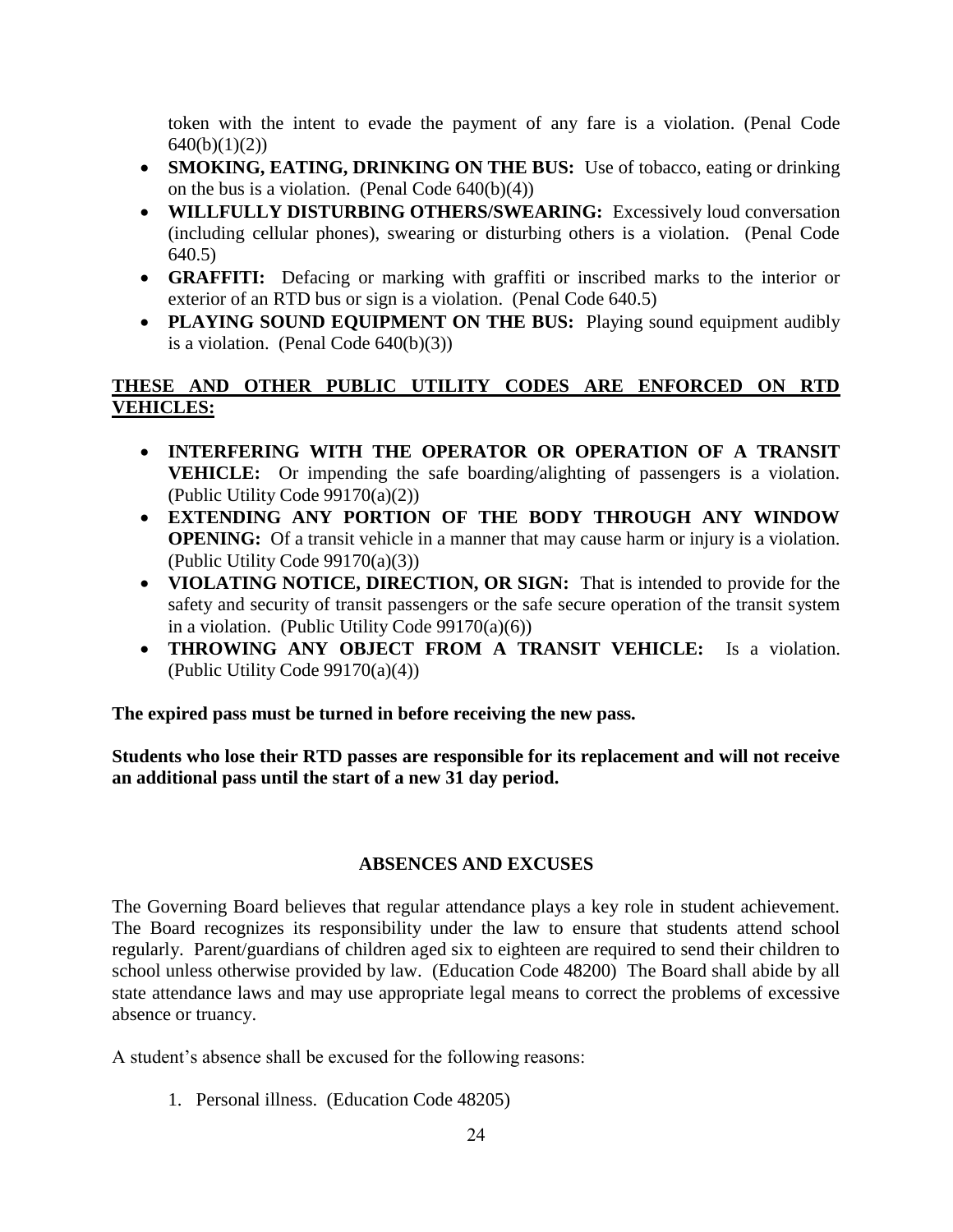token with the intent to evade the payment of any fare is a violation. (Penal Code 640(b)(1)(2))

- **SMOKING, EATING, DRINKING ON THE BUS:** Use of tobacco, eating or drinking on the bus is a violation. (Penal Code 640(b)(4))
- **WILLFULLY DISTURBING OTHERS/SWEARING:** Excessively loud conversation (including cellular phones), swearing or disturbing others is a violation. (Penal Code 640.5)
- **GRAFFITI:** Defacing or marking with graffiti or inscribed marks to the interior or exterior of an RTD bus or sign is a violation. (Penal Code 640.5)
- **PLAYING SOUND EQUIPMENT ON THE BUS:** Playing sound equipment audibly is a violation. (Penal Code 640(b)(3))

**<u>THESE AND OTHER PUBLIC UTILITY CODES ARE ENFORCED ON RTD VEHICLES:</u>**

- **INTERFERING WITH THE OPERATOR OR OPERATION OF A TRANSIT VEHICLE:** Or impending the safe boarding/alighting of passengers is a violation. (Public Utility Code 99170(a)(2))
- **EXTENDING ANY PORTION OF THE BODY THROUGH ANY WINDOW OPENING:** Of a transit vehicle in a manner that may cause harm or injury is a violation. (Public Utility Code 99170(a)(3))
- **VIOLATING NOTICE, DIRECTION, OR SIGN:** That is intended to provide for the safety and security of transit passengers or the safe secure operation of the transit system in a violation. (Public Utility Code 99170(a)(6))
- **THROWING ANY OBJECT FROM A TRANSIT VEHICLE:** Is a violation. (Public Utility Code 99170(a)(4))

**The expired pass must be turned in before receiving the new pass.**

**Students who lose their RTD passes are responsible for its replacement and will not receive an additional pass until the start of a new 31 day period.**

## ABSENCES AND EXCUSES

The Governing Board believes that regular attendance plays a key role in student achievement. The Board recognizes its responsibility under the law to ensure that students attend school regularly. Parent/guardians of children aged six to eighteen are required to send their children to school unless otherwise provided by law. (Education Code 48200) The Board shall abide by all state attendance laws and may use appropriate legal means to correct the problems of excessive absence or truancy.

A student's absence shall be excused for the following reasons:

1. Personal illness. (Education Code 48205)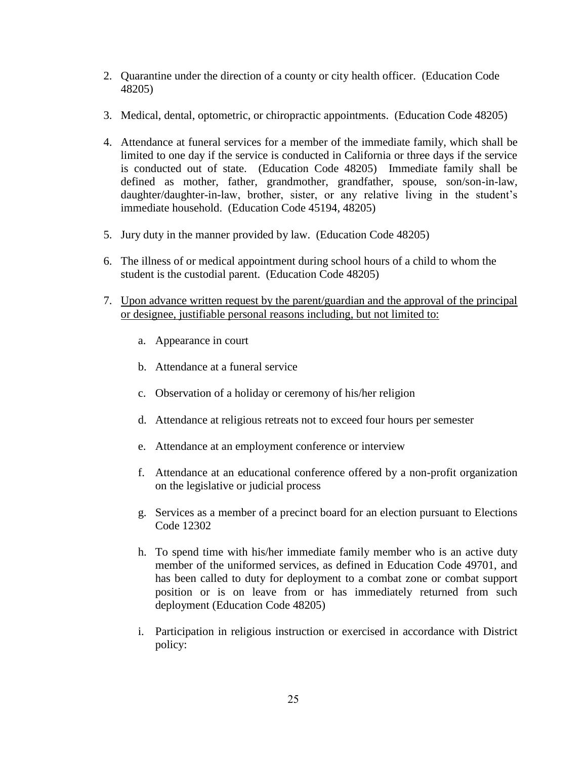2. Quarantine under the direction of a county or city health officer. (Education Code 48205)

3. Medical, dental, optometric, or chiropractic appointments. (Education Code 48205)

4. Attendance at funeral services for a member of the immediate family, which shall be limited to one day if the service is conducted in California or three days if the service is conducted out of state. (Education Code 48205) Immediate family shall be defined as mother, father, grandmother, grandfather, spouse, son/son-in-law, daughter/daughter-in-law, brother, sister, or any relative living in the student's immediate household. (Education Code 45194, 48205)

5. Jury duty in the manner provided by law. (Education Code 48205)

6. The illness of or medical appointment during school hours of a child to whom the student is the custodial parent. (Education Code 48205)

7. <u>Upon advance written request by the parent/guardian and the approval of the principal or designee, justifiable personal reasons including, but not limited to:</u>

    a. Appearance in court

    b. Attendance at a funeral service

    c. Observation of a holiday or ceremony of his/her religion

    d. Attendance at religious retreats not to exceed four hours per semester

    e. Attendance at an employment conference or interview

    f. Attendance at an educational conference offered by a non-profit organization on the legislative or judicial process

    g. Services as a member of a precinct board for an election pursuant to Elections Code 12302

    h. To spend time with his/her immediate family member who is an active duty member of the uniformed services, as defined in Education Code 49701, and has been called to duty for deployment to a combat zone or combat support position or is on leave from or has immediately returned from such deployment (Education Code 48205)

    i. Participation in religious instruction or exercised in accordance with District policy: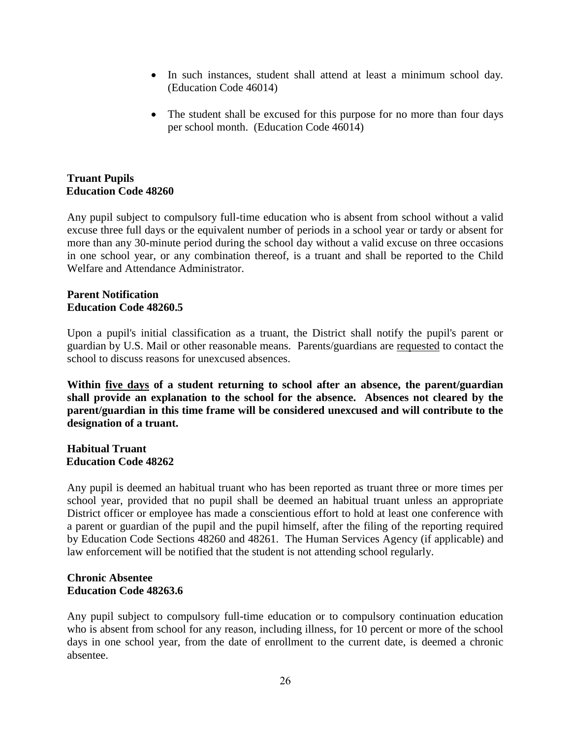- In such instances, student shall attend at least a minimum school day. (Education Code 46014)
- The student shall be excused for this purpose for no more than four days per school month. (Education Code 46014)

**Truant Pupils**
**Education Code 48260**

Any pupil subject to compulsory full-time education who is absent from school without a valid excuse three full days or the equivalent number of periods in a school year or tardy or absent for more than any 30-minute period during the school day without a valid excuse on three occasions in one school year, or any combination thereof, is a truant and shall be reported to the Child Welfare and Attendance Administrator.

**Parent Notification**
**Education Code 48260.5**

Upon a pupil's initial classification as a truant, the District shall notify the pupil's parent or guardian by U.S. Mail or other reasonable means. Parents/guardians are requested to contact the school to discuss reasons for unexcused absences.

**Within five days of a student returning to school after an absence, the parent/guardian shall provide an explanation to the school for the absence. Absences not cleared by the parent/guardian in this time frame will be considered unexcused and will contribute to the designation of a truant.**

**Habitual Truant**
**Education Code 48262**

Any pupil is deemed an habitual truant who has been reported as truant three or more times per school year, provided that no pupil shall be deemed an habitual truant unless an appropriate District officer or employee has made a conscientious effort to hold at least one conference with a parent or guardian of the pupil and the pupil himself, after the filing of the reporting required by Education Code Sections 48260 and 48261. The Human Services Agency (if applicable) and law enforcement will be notified that the student is not attending school regularly.

**Chronic Absentee**
**Education Code 48263.6**

Any pupil subject to compulsory full-time education or to compulsory continuation education who is absent from school for any reason, including illness, for 10 percent or more of the school days in one school year, from the date of enrollment to the current date, is deemed a chronic absentee.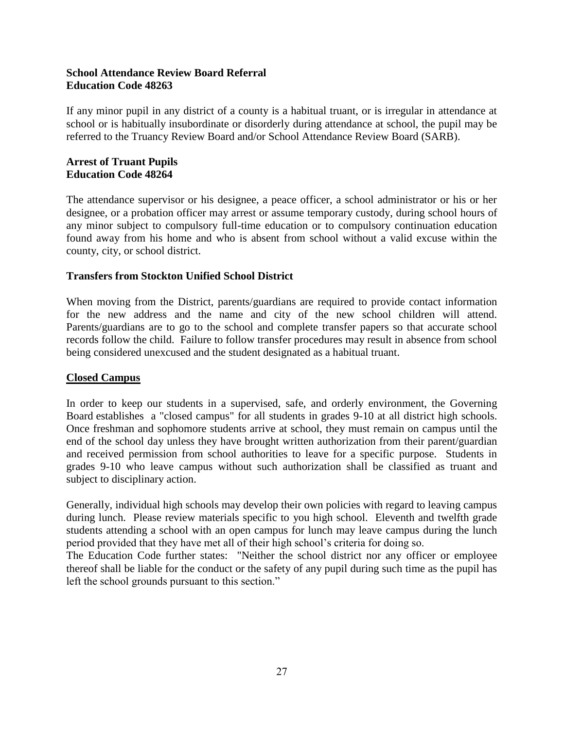**School Attendance Review Board Referral**
**Education Code 48263**

If any minor pupil in any district of a county is a habitual truant, or is irregular in attendance at school or is habitually insubordinate or disorderly during attendance at school, the pupil may be referred to the Truancy Review Board and/or School Attendance Review Board (SARB).

**Arrest of Truant Pupils**
**Education Code 48264**

The attendance supervisor or his designee, a peace officer, a school administrator or his or her designee, or a probation officer may arrest or assume temporary custody, during school hours of any minor subject to compulsory full-time education or to compulsory continuation education found away from his home and who is absent from school without a valid excuse within the county, city, or school district.

**Transfers from Stockton Unified School District**

When moving from the District, parents/guardians are required to provide contact information for the new address and the name and city of the new school children will attend. Parents/guardians are to go to the school and complete transfer papers so that accurate school records follow the child. Failure to follow transfer procedures may result in absence from school being considered unexcused and the student designated as a habitual truant.

**Closed Campus**

In order to keep our students in a supervised, safe, and orderly environment, the Governing Board establishes a "closed campus" for all students in grades 9-10 at all district high schools. Once freshman and sophomore students arrive at school, they must remain on campus until the end of the school day unless they have brought written authorization from their parent/guardian and received permission from school authorities to leave for a specific purpose. Students in grades 9-10 who leave campus without such authorization shall be classified as truant and subject to disciplinary action.

Generally, individual high schools may develop their own policies with regard to leaving campus during lunch. Please review materials specific to you high school. Eleventh and twelfth grade students attending a school with an open campus for lunch may leave campus during the lunch period provided that they have met all of their high school's criteria for doing so.

The Education Code further states: "Neither the school district nor any officer or employee thereof shall be liable for the conduct or the safety of any pupil during such time as the pupil has left the school grounds pursuant to this section."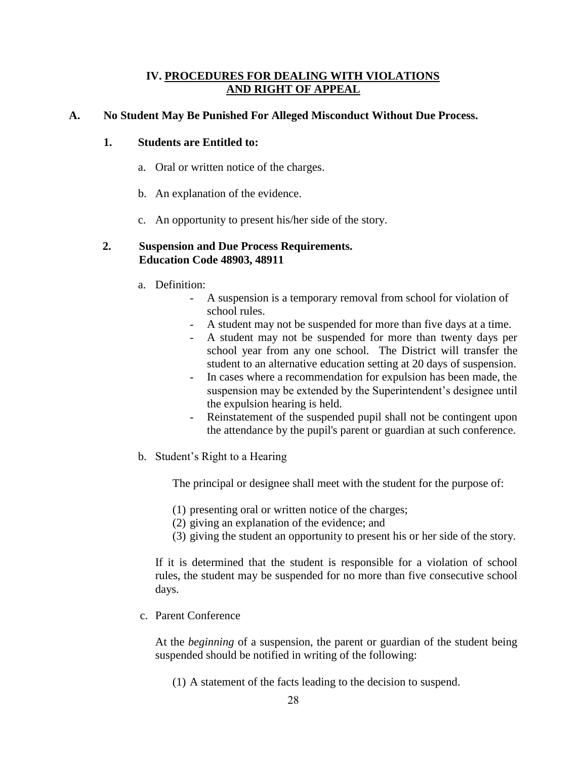## IV. PROCEDURES FOR DEALING WITH VIOLATIONS AND RIGHT OF APPEAL

### A. No Student May Be Punished For Alleged Misconduct Without Due Process.

#### 1. Students are Entitled to:

a. Oral or written notice of the charges.

b. An explanation of the evidence.

c. An opportunity to present his/her side of the story.

#### 2. Suspension and Due Process Requirements. Education Code 48903, 48911

a. Definition:

- A suspension is a temporary removal from school for violation of school rules.
- A student may not be suspended for more than five days at a time.
- A student may not be suspended for more than twenty days per school year from any one school. The District will transfer the student to an alternative education setting at 20 days of suspension.
- In cases where a recommendation for expulsion has been made, the suspension may be extended by the Superintendent's designee until the expulsion hearing is held.
- Reinstatement of the suspended pupil shall not be contingent upon the attendance by the pupil's parent or guardian at such conference.

b. Student's Right to a Hearing

The principal or designee shall meet with the student for the purpose of:

(1) presenting oral or written notice of the charges;
(2) giving an explanation of the evidence; and
(3) giving the student an opportunity to present his or her side of the story.

If it is determined that the student is responsible for a violation of school rules, the student may be suspended for no more than five consecutive school days.

c. Parent Conference

At the *beginning* of a suspension, the parent or guardian of the student being suspended should be notified in writing of the following:

(1) A statement of the facts leading to the decision to suspend.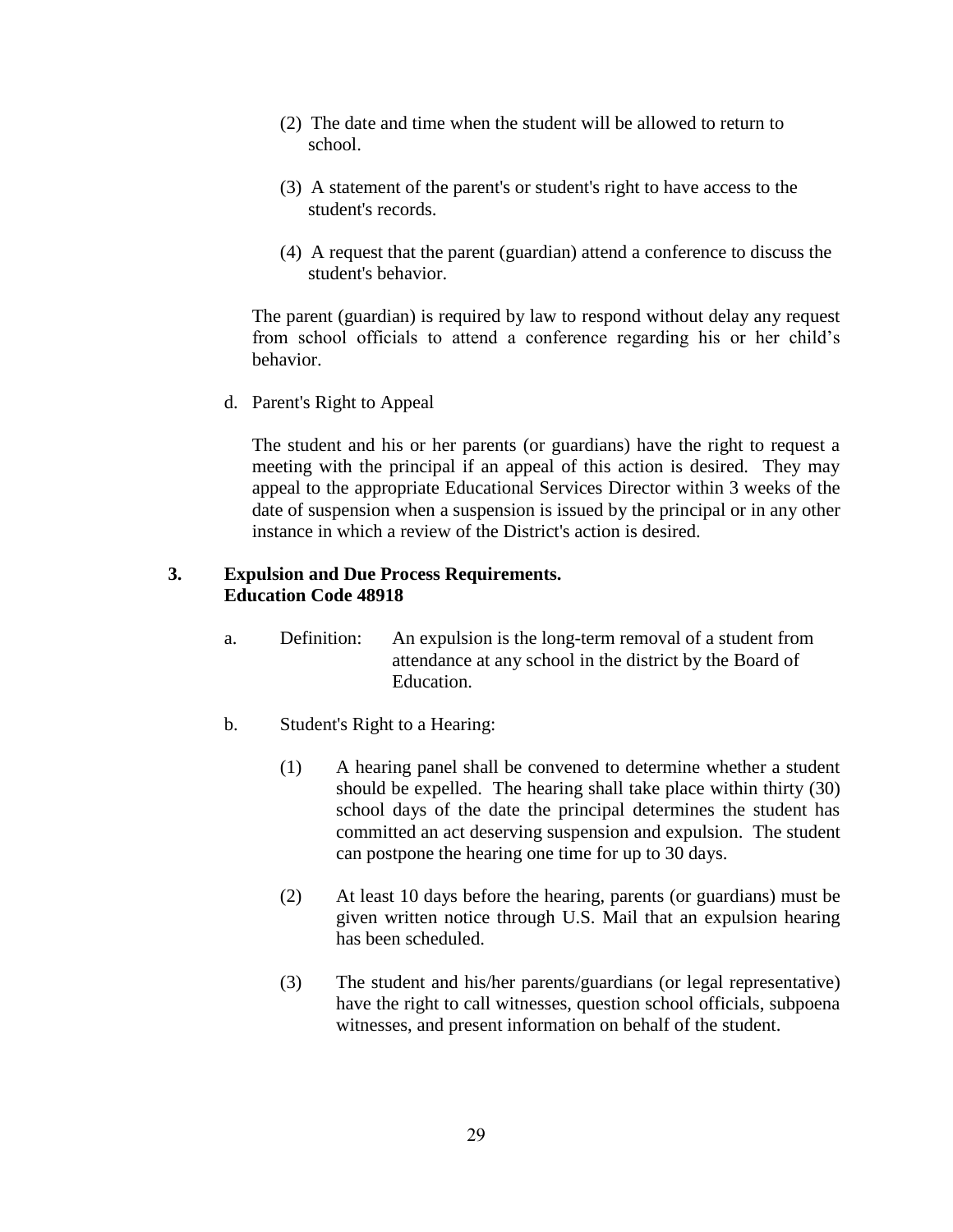(2) The date and time when the student will be allowed to return to school.

(3) A statement of the parent's or student's right to have access to the student's records.

(4) A request that the parent (guardian) attend a conference to discuss the student's behavior.

The parent (guardian) is required by law to respond without delay any request from school officials to attend a conference regarding his or her child's behavior.

d. Parent's Right to Appeal

The student and his or her parents (or guardians) have the right to request a meeting with the principal if an appeal of this action is desired. They may appeal to the appropriate Educational Services Director within 3 weeks of the date of suspension when a suspension is issued by the principal or in any other instance in which a review of the District's action is desired.

**3. Expulsion and Due Process Requirements. Education Code 48918**

a. Definition: An expulsion is the long-term removal of a student from attendance at any school in the district by the Board of Education.

b. Student's Right to a Hearing:

(1) A hearing panel shall be convened to determine whether a student should be expelled. The hearing shall take place within thirty (30) school days of the date the principal determines the student has committed an act deserving suspension and expulsion. The student can postpone the hearing one time for up to 30 days.

(2) At least 10 days before the hearing, parents (or guardians) must be given written notice through U.S. Mail that an expulsion hearing has been scheduled.

(3) The student and his/her parents/guardians (or legal representative) have the right to call witnesses, question school officials, subpoena witnesses, and present information on behalf of the student.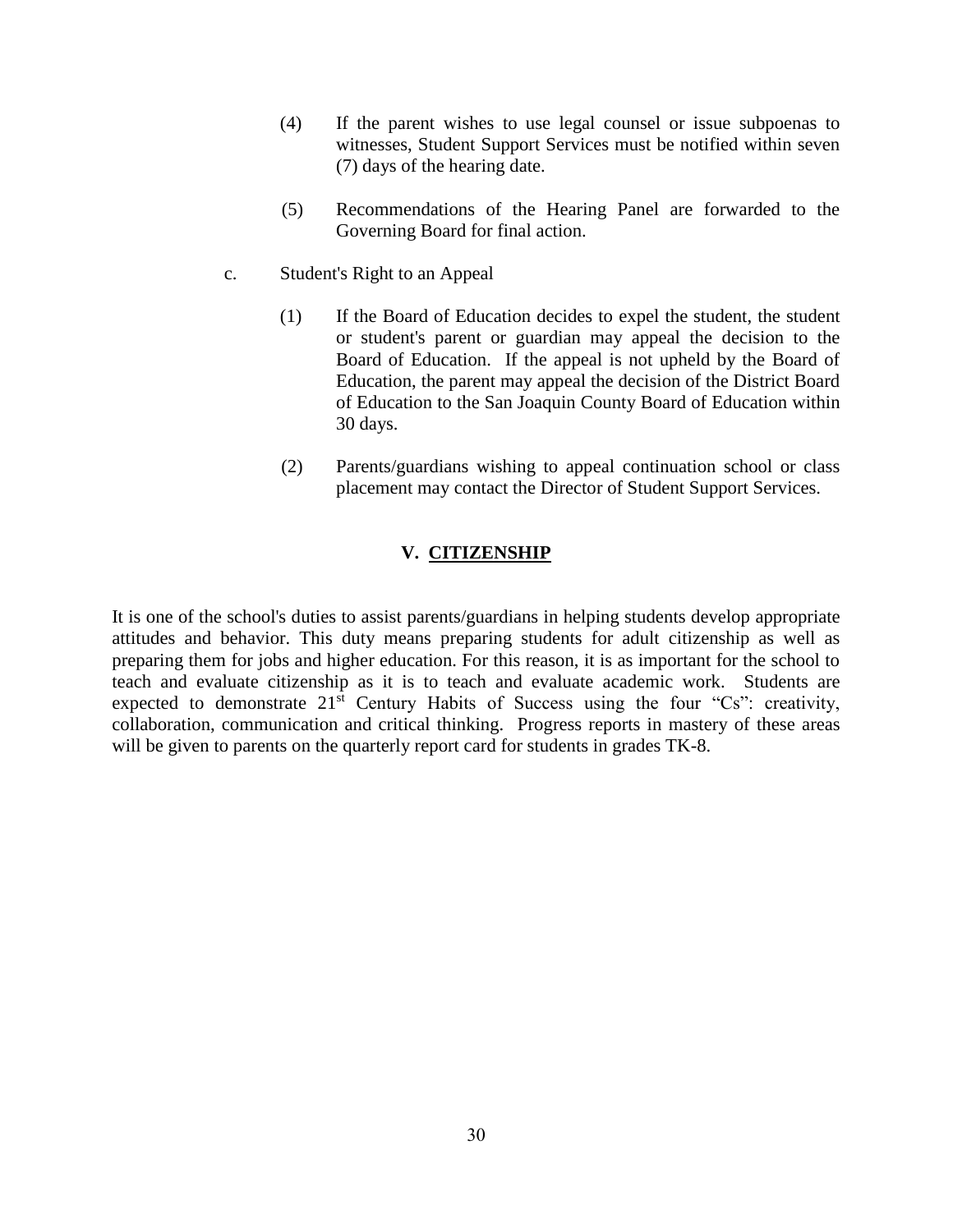(4) If the parent wishes to use legal counsel or issue subpoenas to witnesses, Student Support Services must be notified within seven (7) days of the hearing date.

(5) Recommendations of the Hearing Panel are forwarded to the Governing Board for final action.

c. Student's Right to an Appeal

(1) If the Board of Education decides to expel the student, the student or student's parent or guardian may appeal the decision to the Board of Education. If the appeal is not upheld by the Board of Education, the parent may appeal the decision of the District Board of Education to the San Joaquin County Board of Education within 30 days.

(2) Parents/guardians wishing to appeal continuation school or class placement may contact the Director of Student Support Services.

## V. CITIZENSHIP

It is one of the school's duties to assist parents/guardians in helping students develop appropriate attitudes and behavior. This duty means preparing students for adult citizenship as well as preparing them for jobs and higher education. For this reason, it is as important for the school to teach and evaluate citizenship as it is to teach and evaluate academic work. Students are expected to demonstrate 21st Century Habits of Success using the four "Cs": creativity, collaboration, communication and critical thinking. Progress reports in mastery of these areas will be given to parents on the quarterly report card for students in grades TK-8.